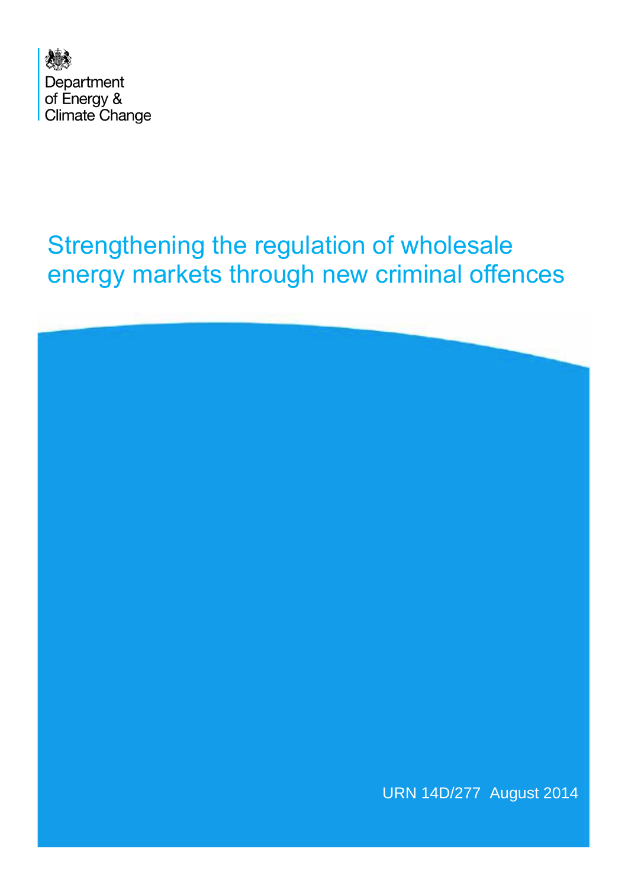Department of Energy & Climate Change

# Strengthening the regulation of wholesale energy markets through new criminal offences

URN 14D/277 August 2014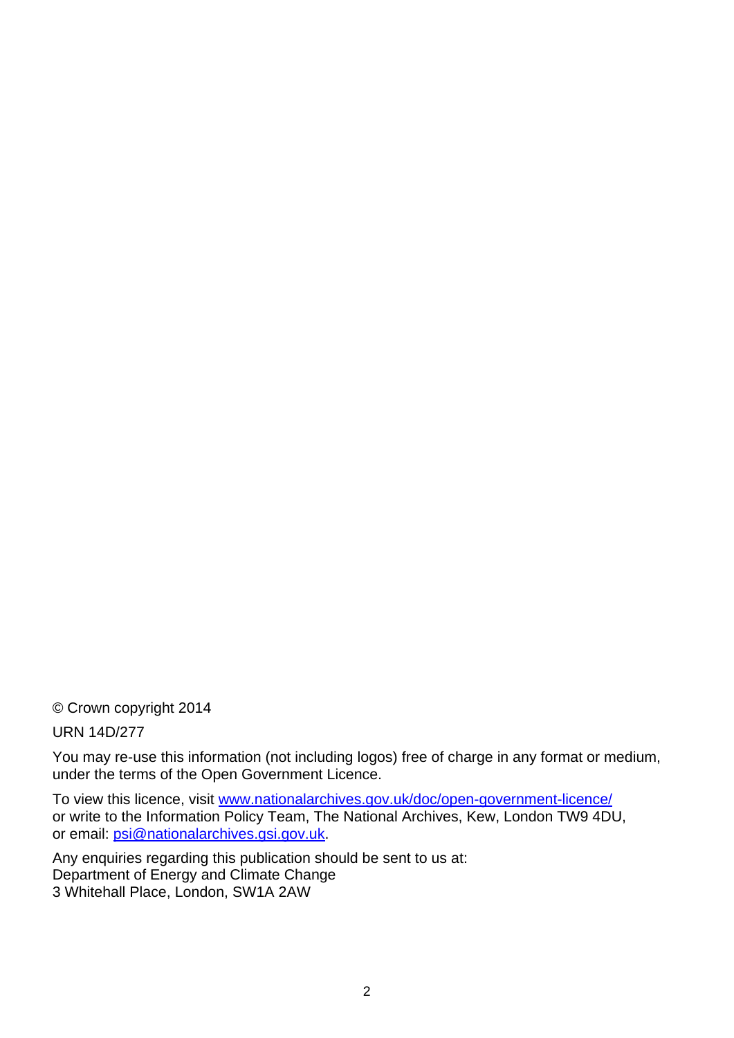© Crown copyright 2014

URN 14D/277

You may re-use this information (not including logos) free of charge in any format or medium, under the terms of the Open Government Licence.

To view this licence, visit [www.nationalarchives.gov.uk/doc/open-government-licence/](www.nationalarchives.gov.uk/doc/open-government-licence/) or write to the Information Policy Team, The National Archives, Kew, London TW9 4DU, or email: [psi@nationalarchives.gsi.gov.uk](mailto:psi@nationalarchives.gsi.gov.uk).

Any enquiries regarding this publication should be sent to us at:
Department of Energy and Climate Change
3 Whitehall Place, London, SW1A 2AW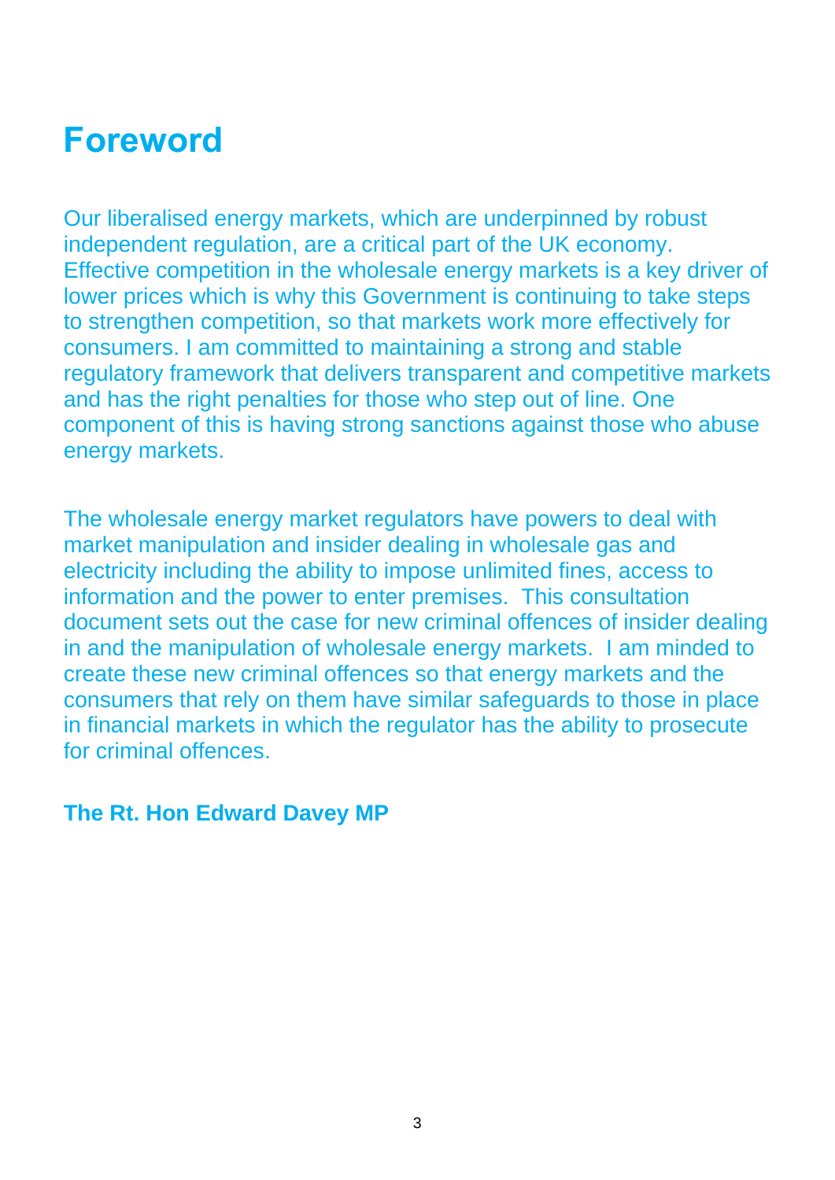# Foreword

Our liberalised energy markets, which are underpinned by robust independent regulation, are a critical part of the UK economy. Effective competition in the wholesale energy markets is a key driver of lower prices which is why this Government is continuing to take steps to strengthen competition, so that markets work more effectively for consumers. I am committed to maintaining a strong and stable regulatory framework that delivers transparent and competitive markets and has the right penalties for those who step out of line. One component of this is having strong sanctions against those who abuse energy markets.

The wholesale energy market regulators have powers to deal with market manipulation and insider dealing in wholesale gas and electricity including the ability to impose unlimited fines, access to information and the power to enter premises. This consultation document sets out the case for new criminal offences of insider dealing in and the manipulation of wholesale energy markets. I am minded to create these new criminal offences so that energy markets and the consumers that rely on them have similar safeguards to those in place in financial markets in which the regulator has the ability to prosecute for criminal offences.

**The Rt. Hon Edward Davey MP**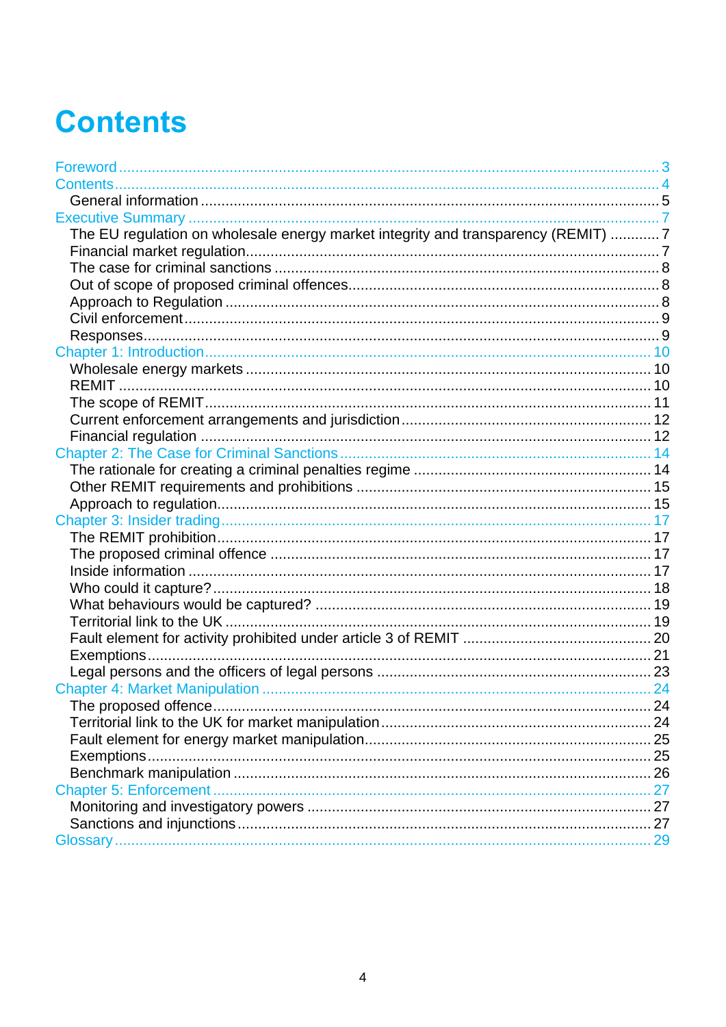# Contents

Foreword ..... 3
Contents ..... 4
  General information ..... 5
Executive Summary ..... 7
  The EU regulation on wholesale energy market integrity and transparency (REMIT) ..... 7
  Financial market regulation ..... 7
  The case for criminal sanctions ..... 8
  Out of scope of proposed criminal offences ..... 8
  Approach to Regulation ..... 8
  Civil enforcement ..... 9
  Responses ..... 9
Chapter 1: Introduction ..... 10
  Wholesale energy markets ..... 10
  REMIT ..... 10
  The scope of REMIT ..... 11
  Current enforcement arrangements and jurisdiction ..... 12
  Financial regulation ..... 12
Chapter 2: The Case for Criminal Sanctions ..... 14
  The rationale for creating a criminal penalties regime ..... 14
  Other REMIT requirements and prohibitions ..... 15
  Approach to regulation ..... 15
Chapter 3: Insider trading ..... 17
  The REMIT prohibition ..... 17
  The proposed criminal offence ..... 17
  Inside information ..... 17
  Who could it capture? ..... 18
  What behaviours would be captured? ..... 19
  Territorial link to the UK ..... 19
  Fault element for activity prohibited under article 3 of REMIT ..... 20
  Exemptions ..... 21
  Legal persons and the officers of legal persons ..... 23
Chapter 4: Market Manipulation ..... 24
  The proposed offence ..... 24
  Territorial link to the UK for market manipulation ..... 24
  Fault element for energy market manipulation ..... 25
  Exemptions ..... 25
  Benchmark manipulation ..... 26
Chapter 5: Enforcement ..... 27
  Monitoring and investigatory powers ..... 27
  Sanctions and injunctions ..... 27
Glossary ..... 29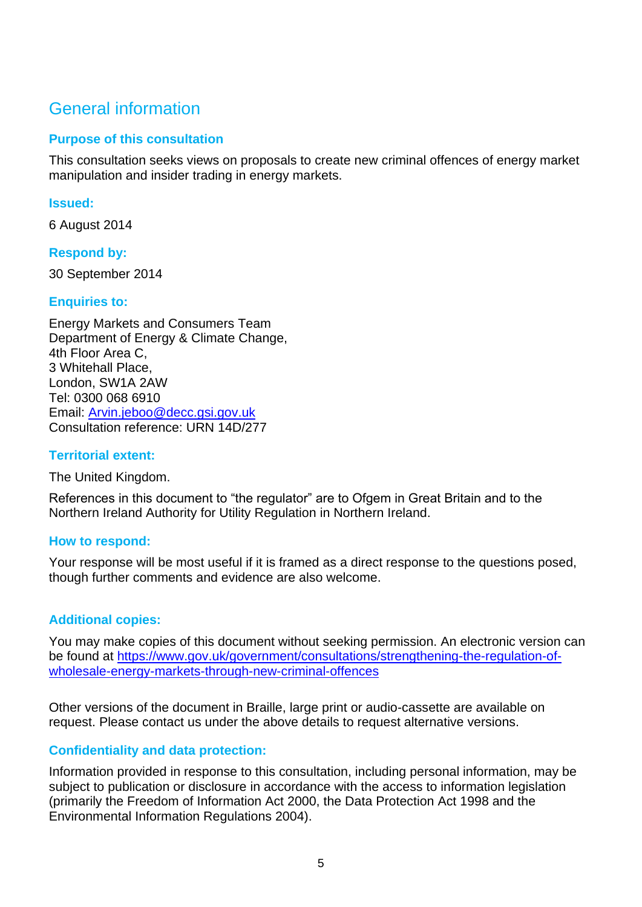# General information

### Purpose of this consultation

This consultation seeks views on proposals to create new criminal offences of energy market manipulation and insider trading in energy markets.

### Issued:

6 August 2014

### Respond by:

30 September 2014

### Enquiries to:

Energy Markets and Consumers Team
Department of Energy & Climate Change,
4th Floor Area C,
3 Whitehall Place,
London, SW1A 2AW
Tel: 0300 068 6910
Email: Arvin.jeboo@decc.gsi.gov.uk
Consultation reference: URN 14D/277

### Territorial extent:

The United Kingdom.

References in this document to "the regulator" are to Ofgem in Great Britain and to the Northern Ireland Authority for Utility Regulation in Northern Ireland.

### How to respond:

Your response will be most useful if it is framed as a direct response to the questions posed, though further comments and evidence are also welcome.

### Additional copies:

You may make copies of this document without seeking permission. An electronic version can be found at https://www.gov.uk/government/consultations/strengthening-the-regulation-of-wholesale-energy-markets-through-new-criminal-offences

Other versions of the document in Braille, large print or audio-cassette are available on request. Please contact us under the above details to request alternative versions.

### Confidentiality and data protection:

Information provided in response to this consultation, including personal information, may be subject to publication or disclosure in accordance with the access to information legislation (primarily the Freedom of Information Act 2000, the Data Protection Act 1998 and the Environmental Information Regulations 2004).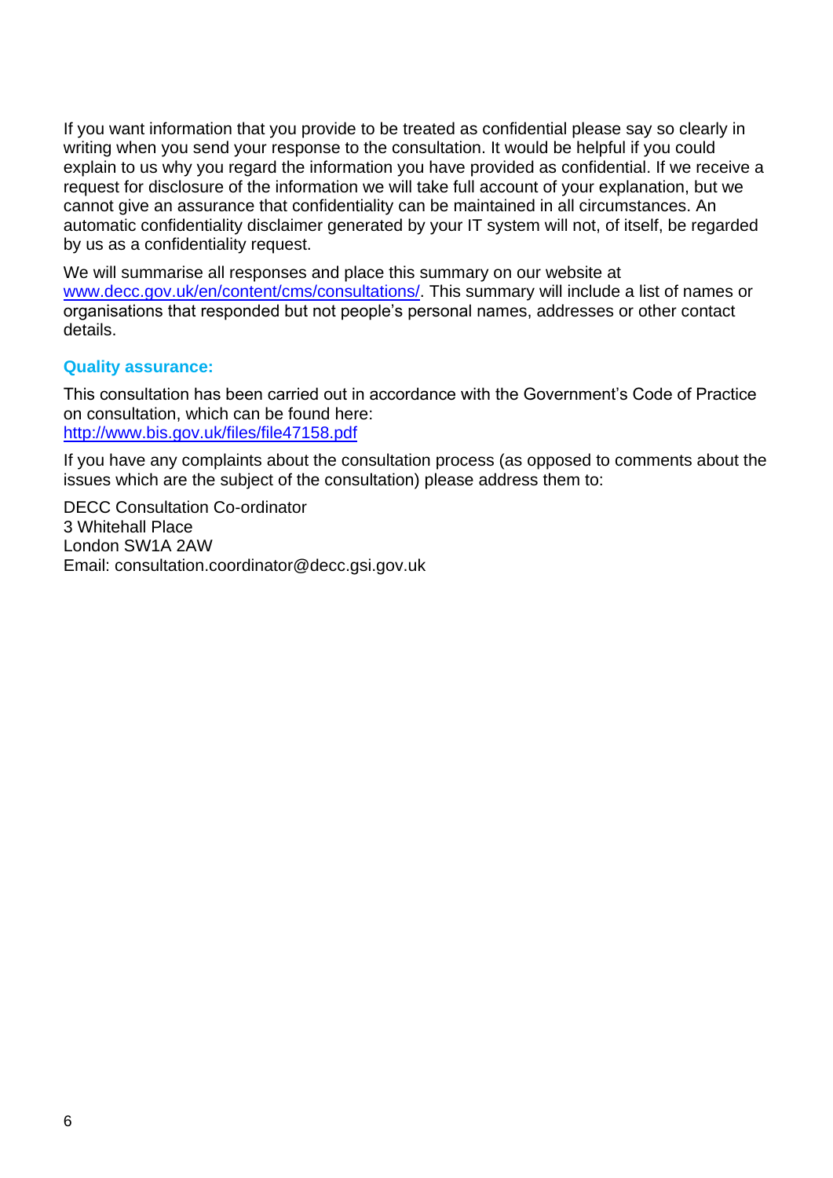If you want information that you provide to be treated as confidential please say so clearly in writing when you send your response to the consultation. It would be helpful if you could explain to us why you regard the information you have provided as confidential. If we receive a request for disclosure of the information we will take full account of your explanation, but we cannot give an assurance that confidentiality can be maintained in all circumstances. An automatic confidentiality disclaimer generated by your IT system will not, of itself, be regarded by us as a confidentiality request.

We will summarise all responses and place this summary on our website at [www.decc.gov.uk/en/content/cms/consultations/](www.decc.gov.uk/en/content/cms/consultations/). This summary will include a list of names or organisations that responded but not people's personal names, addresses or other contact details.

### Quality assurance:

This consultation has been carried out in accordance with the Government's Code of Practice on consultation, which can be found here:
[http://www.bis.gov.uk/files/file47158.pdf](http://www.bis.gov.uk/files/file47158.pdf)

If you have any complaints about the consultation process (as opposed to comments about the issues which are the subject of the consultation) please address them to:

DECC Consultation Co-ordinator
3 Whitehall Place
London SW1A 2AW
Email: consultation.coordinator@decc.gsi.gov.uk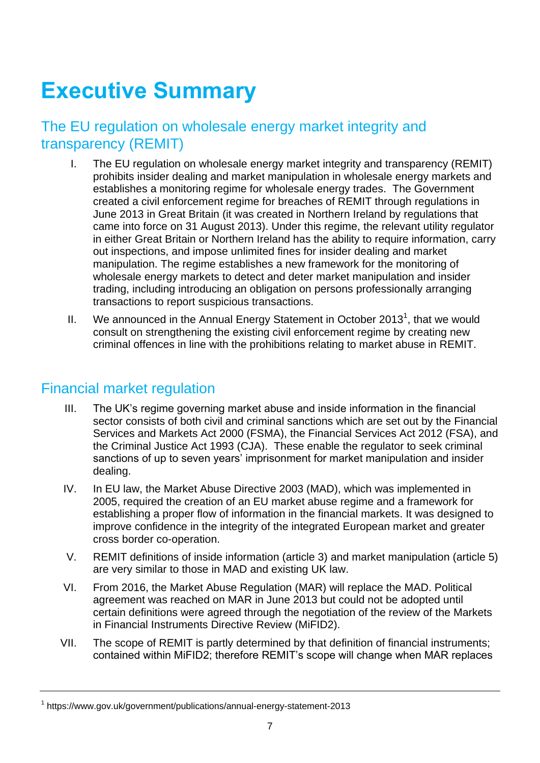# Executive Summary

## The EU regulation on wholesale energy market integrity and transparency (REMIT)

I. The EU regulation on wholesale energy market integrity and transparency (REMIT) prohibits insider dealing and market manipulation in wholesale energy markets and establishes a monitoring regime for wholesale energy trades. The Government created a civil enforcement regime for breaches of REMIT through regulations in June 2013 in Great Britain (it was created in Northern Ireland by regulations that came into force on 31 August 2013). Under this regime, the relevant utility regulator in either Great Britain or Northern Ireland has the ability to require information, carry out inspections, and impose unlimited fines for insider dealing and market manipulation. The regime establishes a new framework for the monitoring of wholesale energy markets to detect and deter market manipulation and insider trading, including introducing an obligation on persons professionally arranging transactions to report suspicious transactions.

II. We announced in the Annual Energy Statement in October 2013[1], that we would consult on strengthening the existing civil enforcement regime by creating new criminal offences in line with the prohibitions relating to market abuse in REMIT.

## Financial market regulation

III. The UK's regime governing market abuse and inside information in the financial sector consists of both civil and criminal sanctions which are set out by the Financial Services and Markets Act 2000 (FSMA), the Financial Services Act 2012 (FSA), and the Criminal Justice Act 1993 (CJA). These enable the regulator to seek criminal sanctions of up to seven years' imprisonment for market manipulation and insider dealing.

IV. In EU law, the Market Abuse Directive 2003 (MAD), which was implemented in 2005, required the creation of an EU market abuse regime and a framework for establishing a proper flow of information in the financial markets. It was designed to improve confidence in the integrity of the integrated European market and greater cross border co-operation.

V. REMIT definitions of inside information (article 3) and market manipulation (article 5) are very similar to those in MAD and existing UK law.

VI. From 2016, the Market Abuse Regulation (MAR) will replace the MAD. Political agreement was reached on MAR in June 2013 but could not be adopted until certain definitions were agreed through the negotiation of the review of the Markets in Financial Instruments Directive Review (MiFID2).

VII. The scope of REMIT is partly determined by that definition of financial instruments; contained within MiFID2; therefore REMIT's scope will change when MAR replaces

[1] https://www.gov.uk/government/publications/annual-energy-statement-2013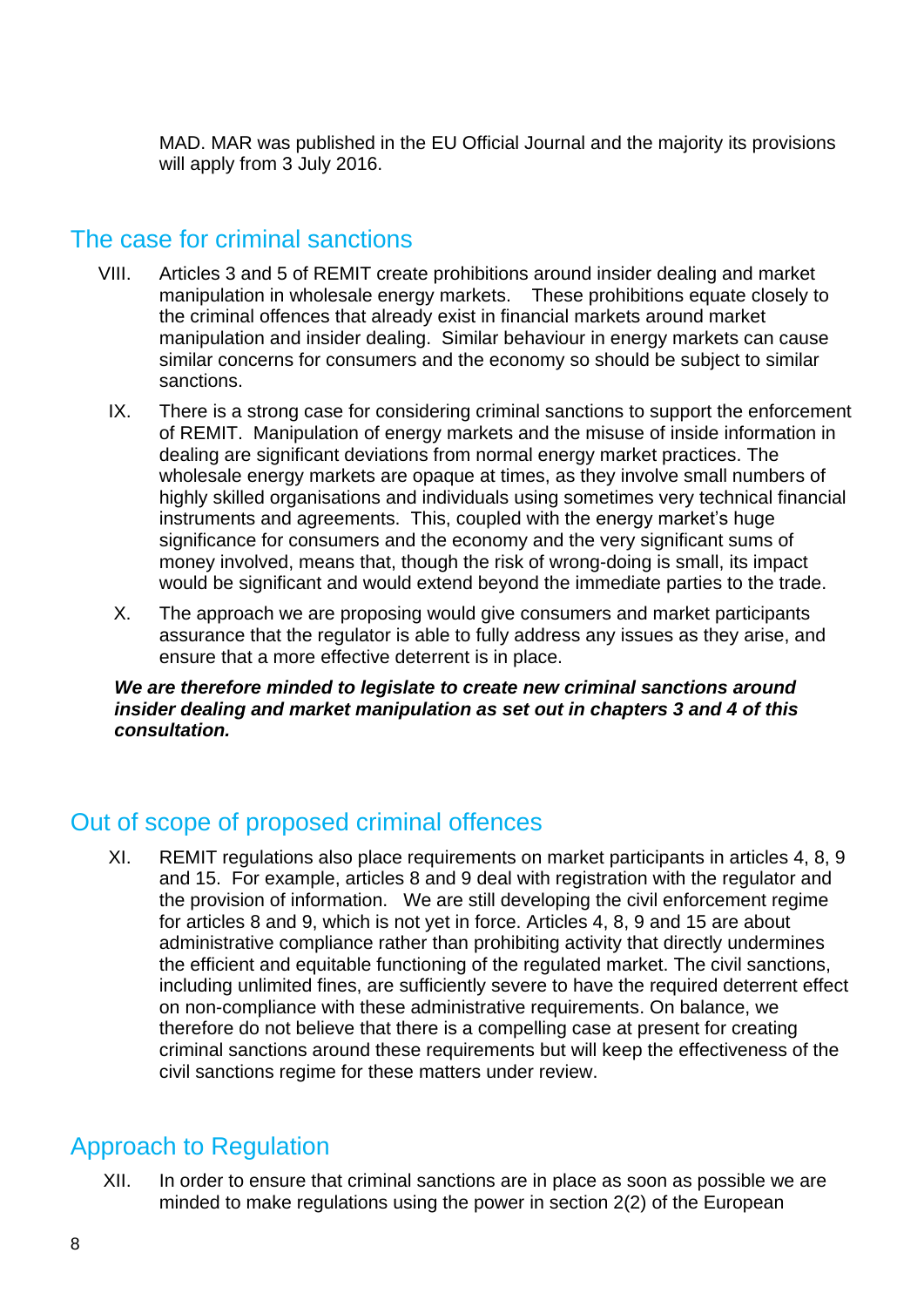MAD. MAR was published in the EU Official Journal and the majority its provisions will apply from 3 July 2016.

## The case for criminal sanctions

VIII. Articles 3 and 5 of REMIT create prohibitions around insider dealing and market manipulation in wholesale energy markets. These prohibitions equate closely to the criminal offences that already exist in financial markets around market manipulation and insider dealing. Similar behaviour in energy markets can cause similar concerns for consumers and the economy so should be subject to similar sanctions.

IX. There is a strong case for considering criminal sanctions to support the enforcement of REMIT. Manipulation of energy markets and the misuse of inside information in dealing are significant deviations from normal energy market practices. The wholesale energy markets are opaque at times, as they involve small numbers of highly skilled organisations and individuals using sometimes very technical financial instruments and agreements. This, coupled with the energy market's huge significance for consumers and the economy and the very significant sums of money involved, means that, though the risk of wrong-doing is small, its impact would be significant and would extend beyond the immediate parties to the trade.

X. The approach we are proposing would give consumers and market participants assurance that the regulator is able to fully address any issues as they arise, and ensure that a more effective deterrent is in place.

***We are therefore minded to legislate to create new criminal sanctions around insider dealing and market manipulation as set out in chapters 3 and 4 of this consultation.***

## Out of scope of proposed criminal offences

XI. REMIT regulations also place requirements on market participants in articles 4, 8, 9 and 15. For example, articles 8 and 9 deal with registration with the regulator and the provision of information. We are still developing the civil enforcement regime for articles 8 and 9, which is not yet in force. Articles 4, 8, 9 and 15 are about administrative compliance rather than prohibiting activity that directly undermines the efficient and equitable functioning of the regulated market. The civil sanctions, including unlimited fines, are sufficiently severe to have the required deterrent effect on non-compliance with these administrative requirements. On balance, we therefore do not believe that there is a compelling case at present for creating criminal sanctions around these requirements but will keep the effectiveness of the civil sanctions regime for these matters under review.

## Approach to Regulation

XII. In order to ensure that criminal sanctions are in place as soon as possible we are minded to make regulations using the power in section 2(2) of the European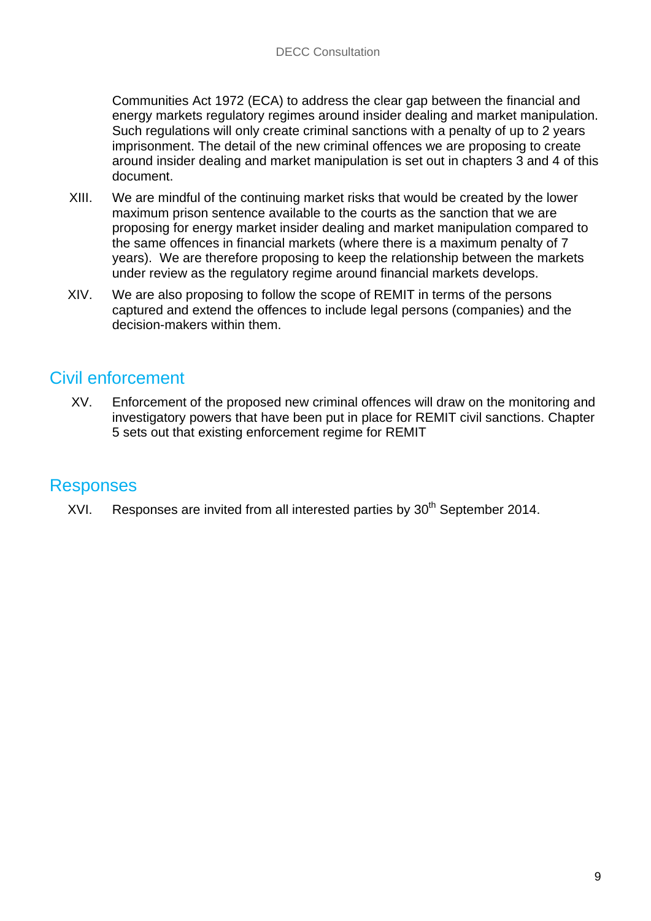Communities Act 1972 (ECA) to address the clear gap between the financial and energy markets regulatory regimes around insider dealing and market manipulation. Such regulations will only create criminal sanctions with a penalty of up to 2 years imprisonment. The detail of the new criminal offences we are proposing to create around insider dealing and market manipulation is set out in chapters 3 and 4 of this document.

XIII. We are mindful of the continuing market risks that would be created by the lower maximum prison sentence available to the courts as the sanction that we are proposing for energy market insider dealing and market manipulation compared to the same offences in financial markets (where there is a maximum penalty of 7 years). We are therefore proposing to keep the relationship between the markets under review as the regulatory regime around financial markets develops.

XIV. We are also proposing to follow the scope of REMIT in terms of the persons captured and extend the offences to include legal persons (companies) and the decision-makers within them.

## Civil enforcement

XV. Enforcement of the proposed new criminal offences will draw on the monitoring and investigatory powers that have been put in place for REMIT civil sanctions. Chapter 5 sets out that existing enforcement regime for REMIT

## Responses

XVI. Responses are invited from all interested parties by 30th September 2014.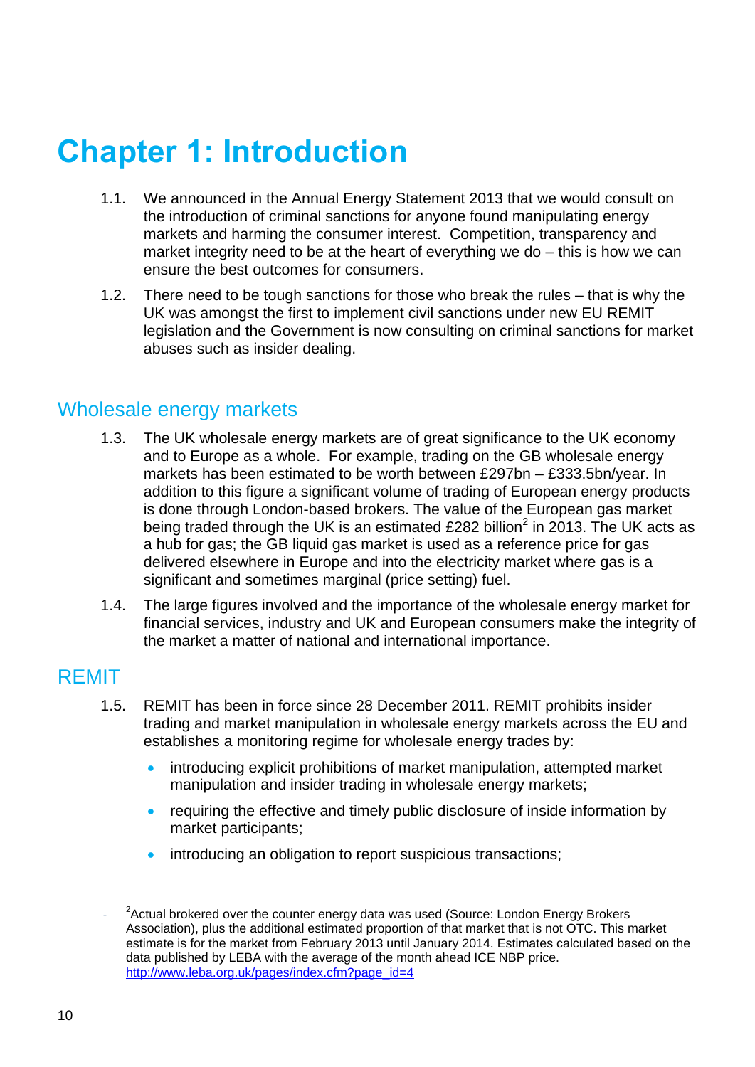# Chapter 1: Introduction

1.1. We announced in the Annual Energy Statement 2013 that we would consult on the introduction of criminal sanctions for anyone found manipulating energy markets and harming the consumer interest. Competition, transparency and market integrity need to be at the heart of everything we do – this is how we can ensure the best outcomes for consumers.

1.2. There need to be tough sanctions for those who break the rules – that is why the UK was amongst the first to implement civil sanctions under new EU REMIT legislation and the Government is now consulting on criminal sanctions for market abuses such as insider dealing.

## Wholesale energy markets

1.3. The UK wholesale energy markets are of great significance to the UK economy and to Europe as a whole. For example, trading on the GB wholesale energy markets has been estimated to be worth between £297bn – £333.5bn/year. In addition to this figure a significant volume of trading of European energy products is done through London-based brokers. The value of the European gas market being traded through the UK is an estimated £282 billion[2] in 2013. The UK acts as a hub for gas; the GB liquid gas market is used as a reference price for gas delivered elsewhere in Europe and into the electricity market where gas is a significant and sometimes marginal (price setting) fuel.

1.4. The large figures involved and the importance of the wholesale energy market for financial services, industry and UK and European consumers make the integrity of the market a matter of national and international importance.

## REMIT

1.5. REMIT has been in force since 28 December 2011. REMIT prohibits insider trading and market manipulation in wholesale energy markets across the EU and establishes a monitoring regime for wholesale energy trades by:

- introducing explicit prohibitions of market manipulation, attempted market manipulation and insider trading in wholesale energy markets;
- requiring the effective and timely public disclosure of inside information by market participants;
- introducing an obligation to report suspicious transactions;

---

[2] Actual brokered over the counter energy data was used (Source: London Energy Brokers Association), plus the additional estimated proportion of that market that is not OTC. This market estimate is for the market from February 2013 until January 2014. Estimates calculated based on the data published by LEBA with the average of the month ahead ICE NBP price. http://www.leba.org.uk/pages/index.cfm?page_id=4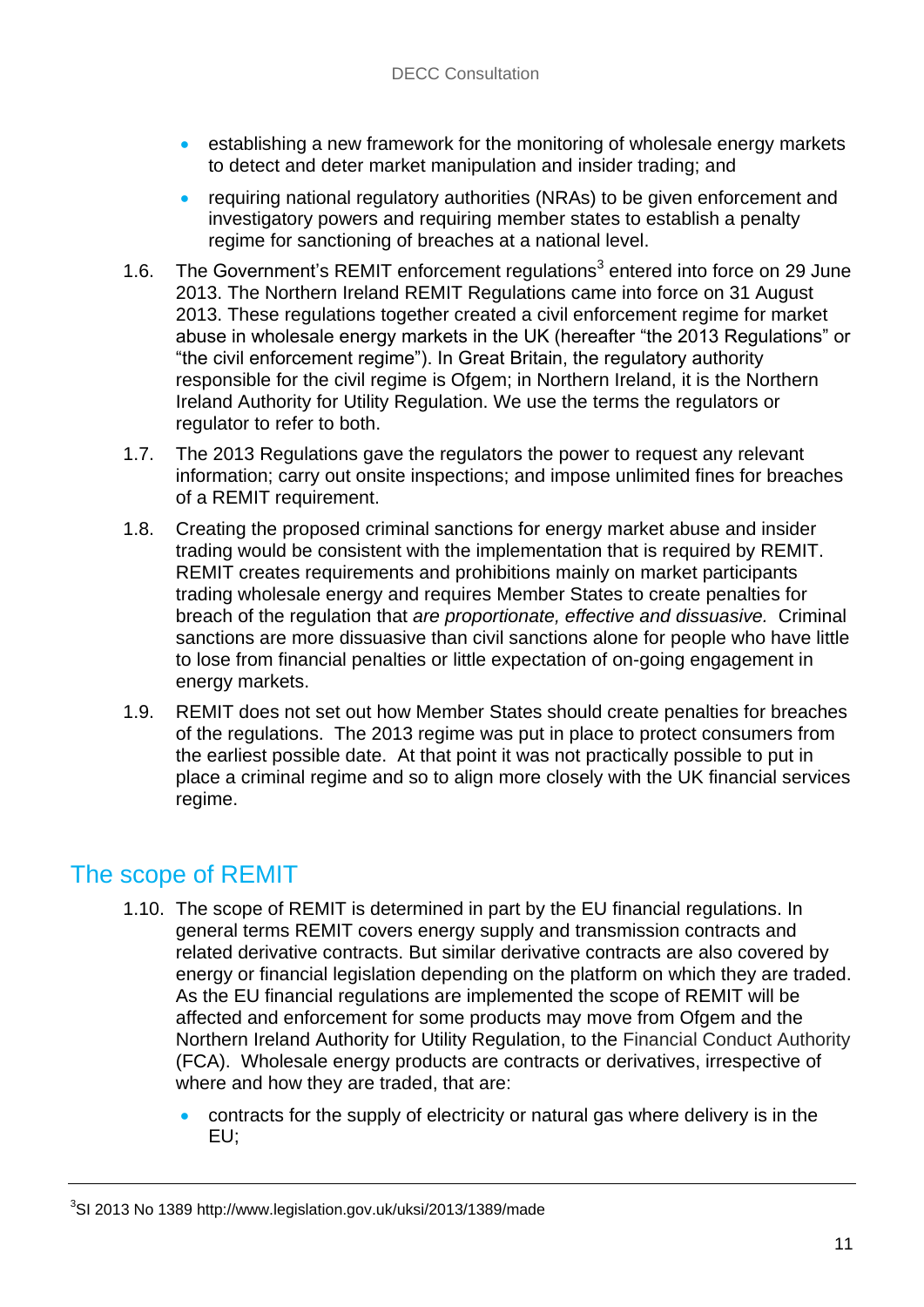- establishing a new framework for the monitoring of wholesale energy markets to detect and deter market manipulation and insider trading; and
- requiring national regulatory authorities (NRAs) to be given enforcement and investigatory powers and requiring member states to establish a penalty regime for sanctioning of breaches at a national level.

1.6. The Government's REMIT enforcement regulations[3] entered into force on 29 June 2013. The Northern Ireland REMIT Regulations came into force on 31 August 2013. These regulations together created a civil enforcement regime for market abuse in wholesale energy markets in the UK (hereafter "the 2013 Regulations" or "the civil enforcement regime"). In Great Britain, the regulatory authority responsible for the civil regime is Ofgem; in Northern Ireland, it is the Northern Ireland Authority for Utility Regulation. We use the terms the regulators or regulator to refer to both.

1.7. The 2013 Regulations gave the regulators the power to request any relevant information; carry out onsite inspections; and impose unlimited fines for breaches of a REMIT requirement.

1.8. Creating the proposed criminal sanctions for energy market abuse and insider trading would be consistent with the implementation that is required by REMIT. REMIT creates requirements and prohibitions mainly on market participants trading wholesale energy and requires Member States to create penalties for breach of the regulation that *are proportionate, effective and dissuasive.* Criminal sanctions are more dissuasive than civil sanctions alone for people who have little to lose from financial penalties or little expectation of on-going engagement in energy markets.

1.9. REMIT does not set out how Member States should create penalties for breaches of the regulations. The 2013 regime was put in place to protect consumers from the earliest possible date. At that point it was not practically possible to put in place a criminal regime and so to align more closely with the UK financial services regime.

## The scope of REMIT

1.10. The scope of REMIT is determined in part by the EU financial regulations. In general terms REMIT covers energy supply and transmission contracts and related derivative contracts. But similar derivative contracts are also covered by energy or financial legislation depending on the platform on which they are traded. As the EU financial regulations are implemented the scope of REMIT will be affected and enforcement for some products may move from Ofgem and the Northern Ireland Authority for Utility Regulation, to the Financial Conduct Authority (FCA). Wholesale energy products are contracts or derivatives, irrespective of where and how they are traded, that are:

- contracts for the supply of electricity or natural gas where delivery is in the EU;

[3] SI 2013 No 1389 http://www.legislation.gov.uk/uksi/2013/1389/made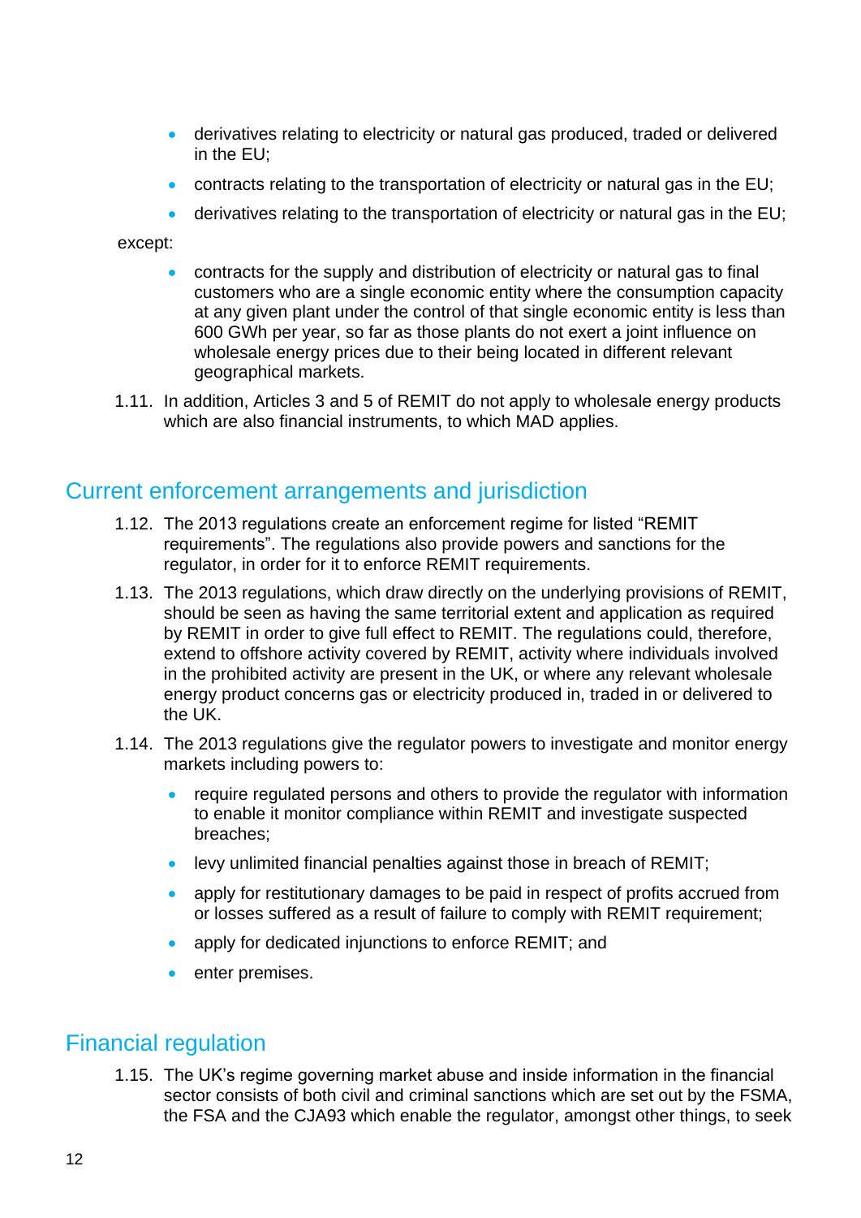- derivatives relating to electricity or natural gas produced, traded or delivered in the EU;
- contracts relating to the transportation of electricity or natural gas in the EU;
- derivatives relating to the transportation of electricity or natural gas in the EU;

except:

- contracts for the supply and distribution of electricity or natural gas to final customers who are a single economic entity where the consumption capacity at any given plant under the control of that single economic entity is less than 600 GWh per year, so far as those plants do not exert a joint influence on wholesale energy prices due to their being located in different relevant geographical markets.

1.11. In addition, Articles 3 and 5 of REMIT do not apply to wholesale energy products which are also financial instruments, to which MAD applies.

## Current enforcement arrangements and jurisdiction

1.12. The 2013 regulations create an enforcement regime for listed "REMIT requirements". The regulations also provide powers and sanctions for the regulator, in order for it to enforce REMIT requirements.

1.13. The 2013 regulations, which draw directly on the underlying provisions of REMIT, should be seen as having the same territorial extent and application as required by REMIT in order to give full effect to REMIT. The regulations could, therefore, extend to offshore activity covered by REMIT, activity where individuals involved in the prohibited activity are present in the UK, or where any relevant wholesale energy product concerns gas or electricity produced in, traded in or delivered to the UK.

1.14. The 2013 regulations give the regulator powers to investigate and monitor energy markets including powers to:

- require regulated persons and others to provide the regulator with information to enable it monitor compliance within REMIT and investigate suspected breaches;
- levy unlimited financial penalties against those in breach of REMIT;
- apply for restitutionary damages to be paid in respect of profits accrued from or losses suffered as a result of failure to comply with REMIT requirement;
- apply for dedicated injunctions to enforce REMIT; and
- enter premises.

## Financial regulation

1.15. The UK's regime governing market abuse and inside information in the financial sector consists of both civil and criminal sanctions which are set out by the FSMA, the FSA and the CJA93 which enable the regulator, amongst other things, to seek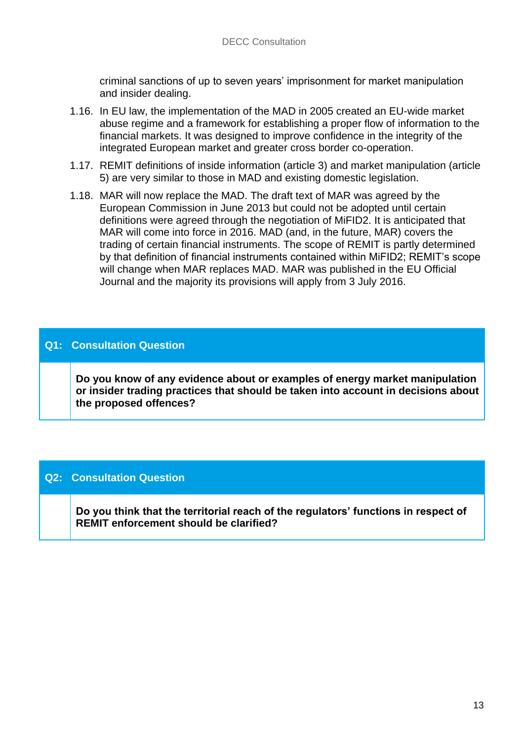criminal sanctions of up to seven years' imprisonment for market manipulation and insider dealing.

1.16. In EU law, the implementation of the MAD in 2005 created an EU-wide market abuse regime and a framework for establishing a proper flow of information to the financial markets. It was designed to improve confidence in the integrity of the integrated European market and greater cross border co-operation.

1.17. REMIT definitions of inside information (article 3) and market manipulation (article 5) are very similar to those in MAD and existing domestic legislation.

1.18. MAR will now replace the MAD. The draft text of MAR was agreed by the European Commission in June 2013 but could not be adopted until certain definitions were agreed through the negotiation of MiFID2. It is anticipated that MAR will come into force in 2016. MAD (and, in the future, MAR) covers the trading of certain financial instruments. The scope of REMIT is partly determined by that definition of financial instruments contained within MiFID2; REMIT's scope will change when MAR replaces MAD. MAR was published in the EU Official Journal and the majority its provisions will apply from 3 July 2016.

**Q1: Consultation Question**

**Do you know of any evidence about or examples of energy market manipulation or insider trading practices that should be taken into account in decisions about the proposed offences?**

**Q2: Consultation Question**

**Do you think that the territorial reach of the regulators' functions in respect of REMIT enforcement should be clarified?**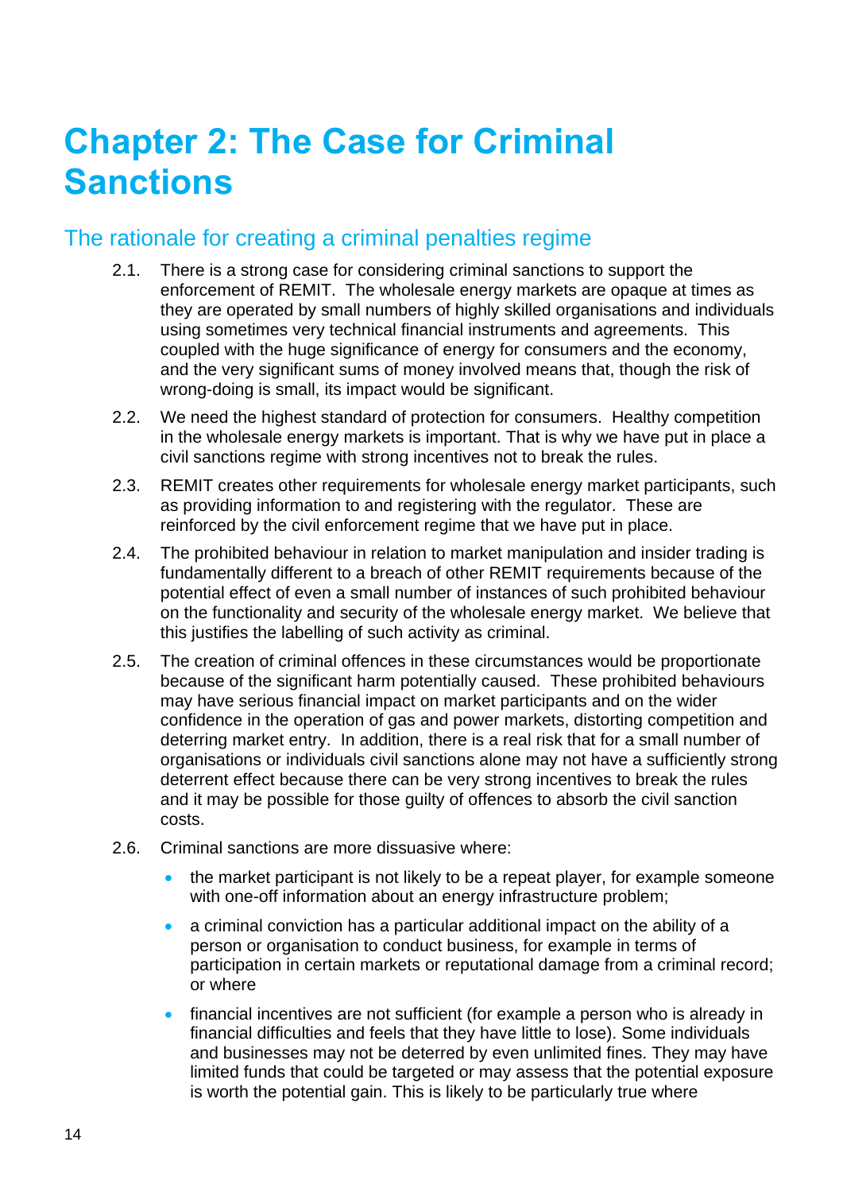# Chapter 2: The Case for Criminal Sanctions

## The rationale for creating a criminal penalties regime

2.1. There is a strong case for considering criminal sanctions to support the enforcement of REMIT. The wholesale energy markets are opaque at times as they are operated by small numbers of highly skilled organisations and individuals using sometimes very technical financial instruments and agreements. This coupled with the huge significance of energy for consumers and the economy, and the very significant sums of money involved means that, though the risk of wrong-doing is small, its impact would be significant.

2.2. We need the highest standard of protection for consumers. Healthy competition in the wholesale energy markets is important. That is why we have put in place a civil sanctions regime with strong incentives not to break the rules.

2.3. REMIT creates other requirements for wholesale energy market participants, such as providing information to and registering with the regulator. These are reinforced by the civil enforcement regime that we have put in place.

2.4. The prohibited behaviour in relation to market manipulation and insider trading is fundamentally different to a breach of other REMIT requirements because of the potential effect of even a small number of instances of such prohibited behaviour on the functionality and security of the wholesale energy market. We believe that this justifies the labelling of such activity as criminal.

2.5. The creation of criminal offences in these circumstances would be proportionate because of the significant harm potentially caused. These prohibited behaviours may have serious financial impact on market participants and on the wider confidence in the operation of gas and power markets, distorting competition and deterring market entry. In addition, there is a real risk that for a small number of organisations or individuals civil sanctions alone may not have a sufficiently strong deterrent effect because there can be very strong incentives to break the rules and it may be possible for those guilty of offences to absorb the civil sanction costs.

2.6. Criminal sanctions are more dissuasive where:

- the market participant is not likely to be a repeat player, for example someone with one-off information about an energy infrastructure problem;
- a criminal conviction has a particular additional impact on the ability of a person or organisation to conduct business, for example in terms of participation in certain markets or reputational damage from a criminal record; or where
- financial incentives are not sufficient (for example a person who is already in financial difficulties and feels that they have little to lose). Some individuals and businesses may not be deterred by even unlimited fines. They may have limited funds that could be targeted or may assess that the potential exposure is worth the potential gain. This is likely to be particularly true where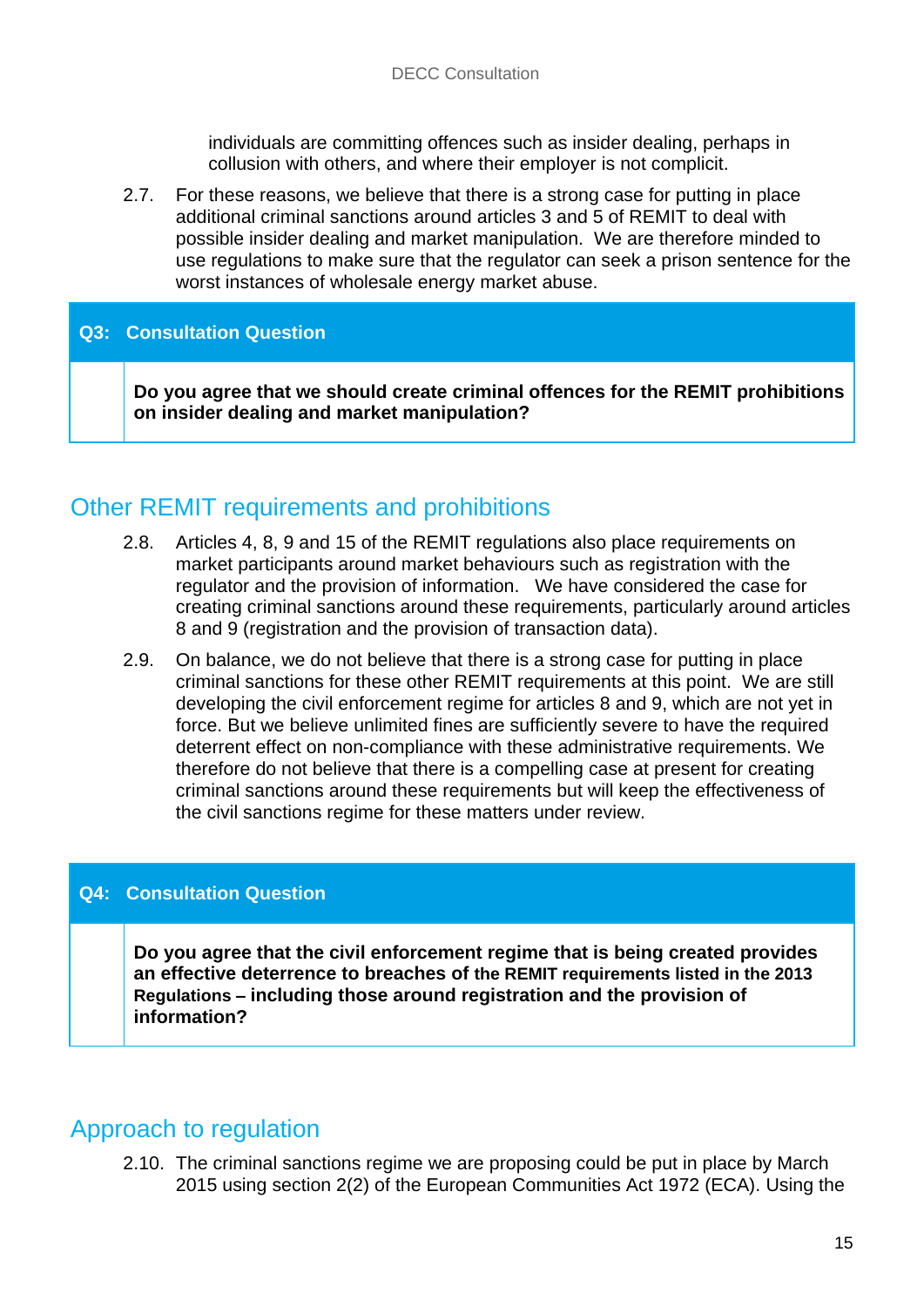individuals are committing offences such as insider dealing, perhaps in collusion with others, and where their employer is not complicit.

2.7. For these reasons, we believe that there is a strong case for putting in place additional criminal sanctions around articles 3 and 5 of REMIT to deal with possible insider dealing and market manipulation. We are therefore minded to use regulations to make sure that the regulator can seek a prison sentence for the worst instances of wholesale energy market abuse.

**Q3: Consultation Question**

**Do you agree that we should create criminal offences for the REMIT prohibitions on insider dealing and market manipulation?**

## Other REMIT requirements and prohibitions

2.8. Articles 4, 8, 9 and 15 of the REMIT regulations also place requirements on market participants around market behaviours such as registration with the regulator and the provision of information. We have considered the case for creating criminal sanctions around these requirements, particularly around articles 8 and 9 (registration and the provision of transaction data).

2.9. On balance, we do not believe that there is a strong case for putting in place criminal sanctions for these other REMIT requirements at this point. We are still developing the civil enforcement regime for articles 8 and 9, which are not yet in force. But we believe unlimited fines are sufficiently severe to have the required deterrent effect on non-compliance with these administrative requirements. We therefore do not believe that there is a compelling case at present for creating criminal sanctions around these requirements but will keep the effectiveness of the civil sanctions regime for these matters under review.

**Q4: Consultation Question**

**Do you agree that the civil enforcement regime that is being created provides an effective deterrence to breaches of the REMIT requirements listed in the 2013 Regulations – including those around registration and the provision of information?**

## Approach to regulation

2.10. The criminal sanctions regime we are proposing could be put in place by March 2015 using section 2(2) of the European Communities Act 1972 (ECA). Using the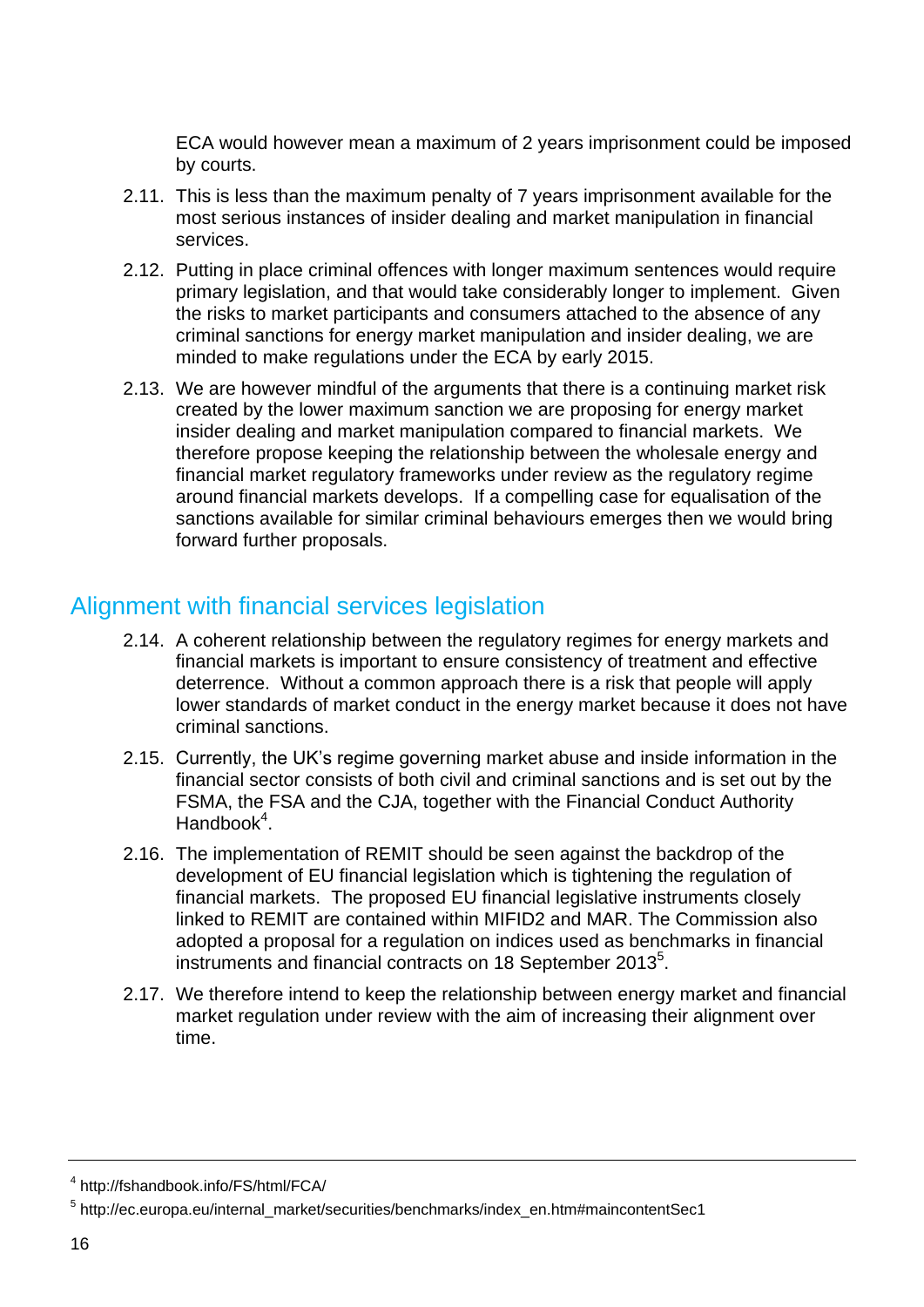ECA would however mean a maximum of 2 years imprisonment could be imposed by courts.

2.11. This is less than the maximum penalty of 7 years imprisonment available for the most serious instances of insider dealing and market manipulation in financial services.

2.12. Putting in place criminal offences with longer maximum sentences would require primary legislation, and that would take considerably longer to implement. Given the risks to market participants and consumers attached to the absence of any criminal sanctions for energy market manipulation and insider dealing, we are minded to make regulations under the ECA by early 2015.

2.13. We are however mindful of the arguments that there is a continuing market risk created by the lower maximum sanction we are proposing for energy market insider dealing and market manipulation compared to financial markets. We therefore propose keeping the relationship between the wholesale energy and financial market regulatory frameworks under review as the regulatory regime around financial markets develops. If a compelling case for equalisation of the sanctions available for similar criminal behaviours emerges then we would bring forward further proposals.

## Alignment with financial services legislation

2.14. A coherent relationship between the regulatory regimes for energy markets and financial markets is important to ensure consistency of treatment and effective deterrence. Without a common approach there is a risk that people will apply lower standards of market conduct in the energy market because it does not have criminal sanctions.

2.15. Currently, the UK's regime governing market abuse and inside information in the financial sector consists of both civil and criminal sanctions and is set out by the FSMA, the FSA and the CJA, together with the Financial Conduct Authority Handbook[4].

2.16. The implementation of REMIT should be seen against the backdrop of the development of EU financial legislation which is tightening the regulation of financial markets. The proposed EU financial legislative instruments closely linked to REMIT are contained within MIFID2 and MAR. The Commission also adopted a proposal for a regulation on indices used as benchmarks in financial instruments and financial contracts on 18 September 2013[5].

2.17. We therefore intend to keep the relationship between energy market and financial market regulation under review with the aim of increasing their alignment over time.

---

[4] http://fshandbook.info/FS/html/FCA/

[5] http://ec.europa.eu/internal_market/securities/benchmarks/index_en.htm#maincontentSec1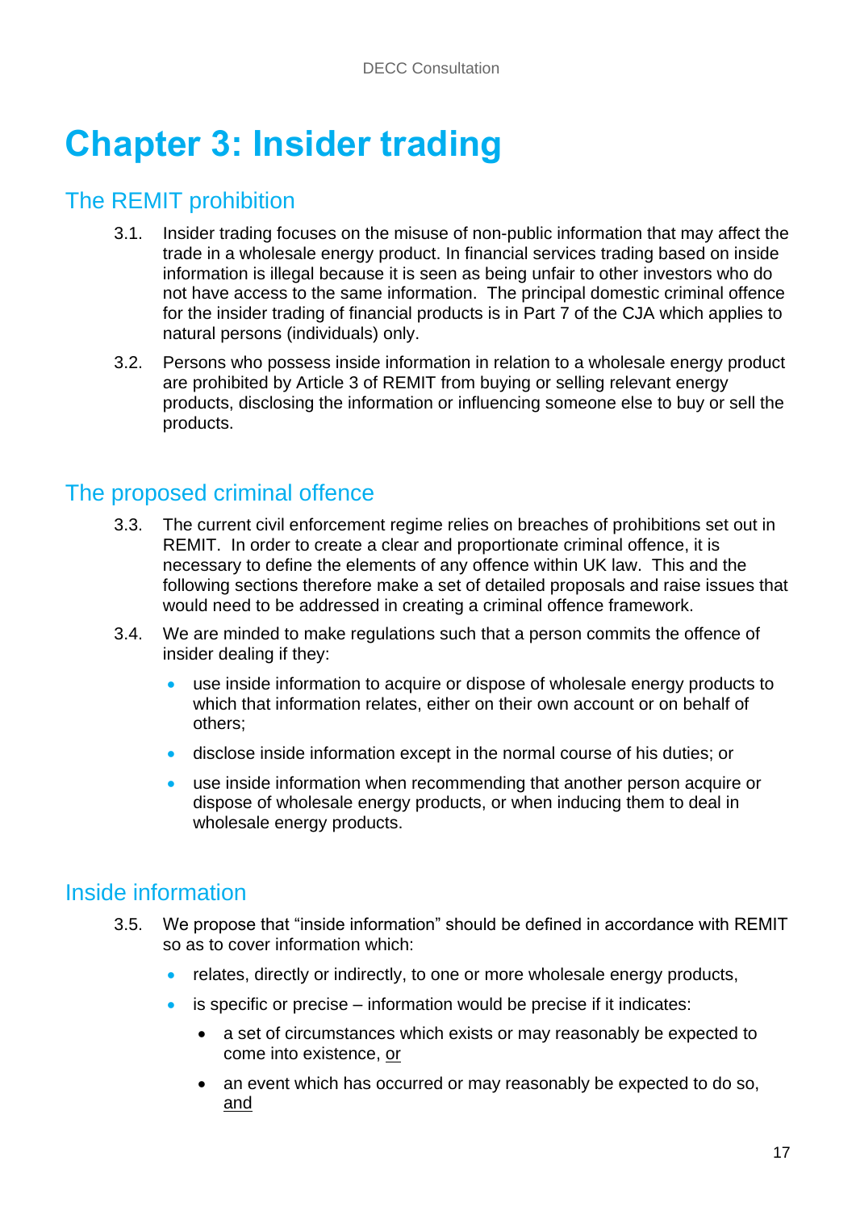# Chapter 3: Insider trading

## The REMIT prohibition

3.1. Insider trading focuses on the misuse of non-public information that may affect the trade in a wholesale energy product. In financial services trading based on inside information is illegal because it is seen as being unfair to other investors who do not have access to the same information. The principal domestic criminal offence for the insider trading of financial products is in Part 7 of the CJA which applies to natural persons (individuals) only.

3.2. Persons who possess inside information in relation to a wholesale energy product are prohibited by Article 3 of REMIT from buying or selling relevant energy products, disclosing the information or influencing someone else to buy or sell the products.

## The proposed criminal offence

3.3. The current civil enforcement regime relies on breaches of prohibitions set out in REMIT. In order to create a clear and proportionate criminal offence, it is necessary to define the elements of any offence within UK law. This and the following sections therefore make a set of detailed proposals and raise issues that would need to be addressed in creating a criminal offence framework.

3.4. We are minded to make regulations such that a person commits the offence of insider dealing if they:

- use inside information to acquire or dispose of wholesale energy products to which that information relates, either on their own account or on behalf of others;
- disclose inside information except in the normal course of his duties; or
- use inside information when recommending that another person acquire or dispose of wholesale energy products, or when inducing them to deal in wholesale energy products.

## Inside information

3.5. We propose that "inside information" should be defined in accordance with REMIT so as to cover information which:

- relates, directly or indirectly, to one or more wholesale energy products,
- is specific or precise – information would be precise if it indicates:
  - a set of circumstances which exists or may reasonably be expected to come into existence, <u>or</u>
  - an event which has occurred or may reasonably be expected to do so, <u>and</u>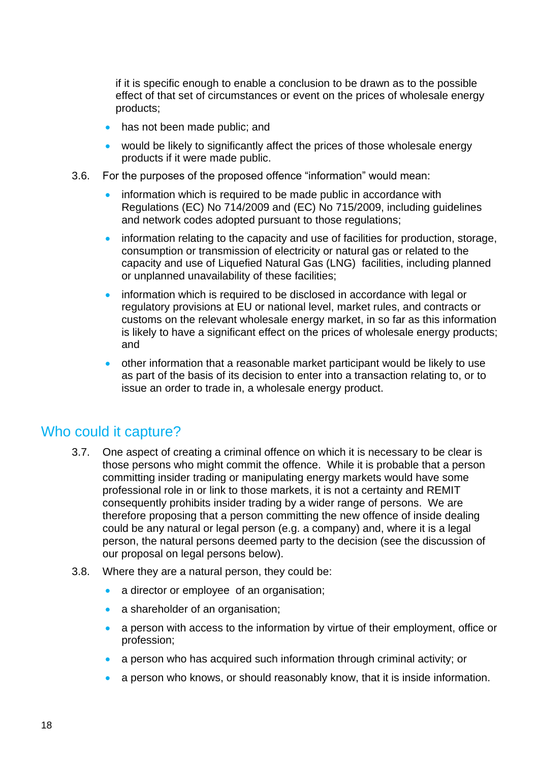if it is specific enough to enable a conclusion to be drawn as to the possible effect of that set of circumstances or event on the prices of wholesale energy products;

- has not been made public; and
- would be likely to significantly affect the prices of those wholesale energy products if it were made public.

3.6. For the purposes of the proposed offence "information" would mean:

- information which is required to be made public in accordance with Regulations (EC) No 714/2009 and (EC) No 715/2009, including guidelines and network codes adopted pursuant to those regulations;
- information relating to the capacity and use of facilities for production, storage, consumption or transmission of electricity or natural gas or related to the capacity and use of Liquefied Natural Gas (LNG) facilities, including planned or unplanned unavailability of these facilities;
- information which is required to be disclosed in accordance with legal or regulatory provisions at EU or national level, market rules, and contracts or customs on the relevant wholesale energy market, in so far as this information is likely to have a significant effect on the prices of wholesale energy products; and
- other information that a reasonable market participant would be likely to use as part of the basis of its decision to enter into a transaction relating to, or to issue an order to trade in, a wholesale energy product.

## Who could it capture?

3.7. One aspect of creating a criminal offence on which it is necessary to be clear is those persons who might commit the offence. While it is probable that a person committing insider trading or manipulating energy markets would have some professional role in or link to those markets, it is not a certainty and REMIT consequently prohibits insider trading by a wider range of persons. We are therefore proposing that a person committing the new offence of inside dealing could be any natural or legal person (e.g. a company) and, where it is a legal person, the natural persons deemed party to the decision (see the discussion of our proposal on legal persons below).

3.8. Where they are a natural person, they could be:

- a director or employee of an organisation;
- a shareholder of an organisation;
- a person with access to the information by virtue of their employment, office or profession;
- a person who has acquired such information through criminal activity; or
- a person who knows, or should reasonably know, that it is inside information.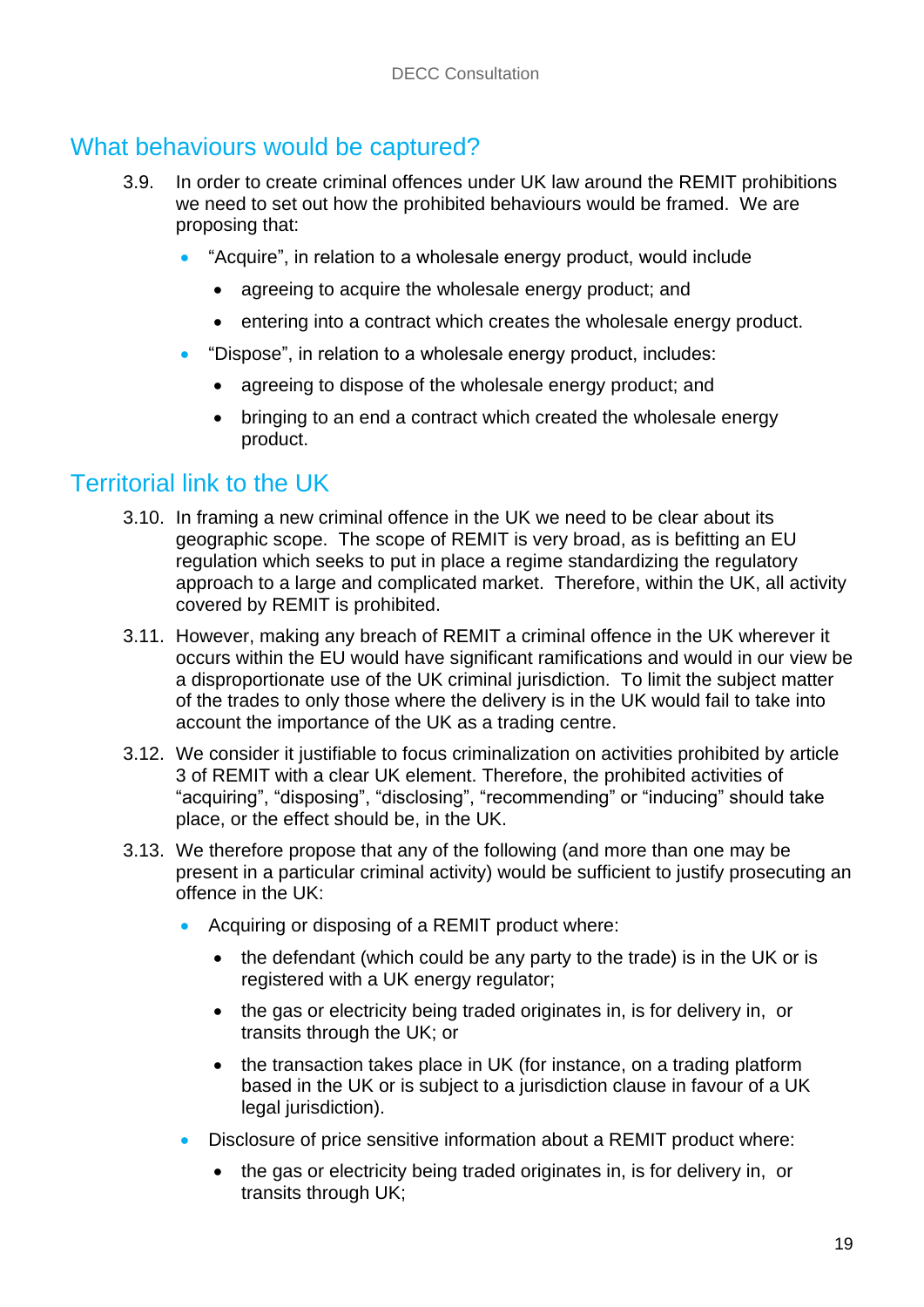## What behaviours would be captured?

3.9. In order to create criminal offences under UK law around the REMIT prohibitions we need to set out how the prohibited behaviours would be framed. We are proposing that:

- "Acquire", in relation to a wholesale energy product, would include
  - agreeing to acquire the wholesale energy product; and
  - entering into a contract which creates the wholesale energy product.
- "Dispose", in relation to a wholesale energy product, includes:
  - agreeing to dispose of the wholesale energy product; and
  - bringing to an end a contract which created the wholesale energy product.

## Territorial link to the UK

3.10. In framing a new criminal offence in the UK we need to be clear about its geographic scope. The scope of REMIT is very broad, as is befitting an EU regulation which seeks to put in place a regime standardizing the regulatory approach to a large and complicated market. Therefore, within the UK, all activity covered by REMIT is prohibited.

3.11. However, making any breach of REMIT a criminal offence in the UK wherever it occurs within the EU would have significant ramifications and would in our view be a disproportionate use of the UK criminal jurisdiction. To limit the subject matter of the trades to only those where the delivery is in the UK would fail to take into account the importance of the UK as a trading centre.

3.12. We consider it justifiable to focus criminalization on activities prohibited by article 3 of REMIT with a clear UK element. Therefore, the prohibited activities of "acquiring", "disposing", "disclosing", "recommending" or "inducing" should take place, or the effect should be, in the UK.

3.13. We therefore propose that any of the following (and more than one may be present in a particular criminal activity) would be sufficient to justify prosecuting an offence in the UK:

- Acquiring or disposing of a REMIT product where:
  - the defendant (which could be any party to the trade) is in the UK or is registered with a UK energy regulator;
  - the gas or electricity being traded originates in, is for delivery in, or transits through the UK; or
  - the transaction takes place in UK (for instance, on a trading platform based in the UK or is subject to a jurisdiction clause in favour of a UK legal jurisdiction).
- Disclosure of price sensitive information about a REMIT product where:
  - the gas or electricity being traded originates in, is for delivery in, or transits through UK;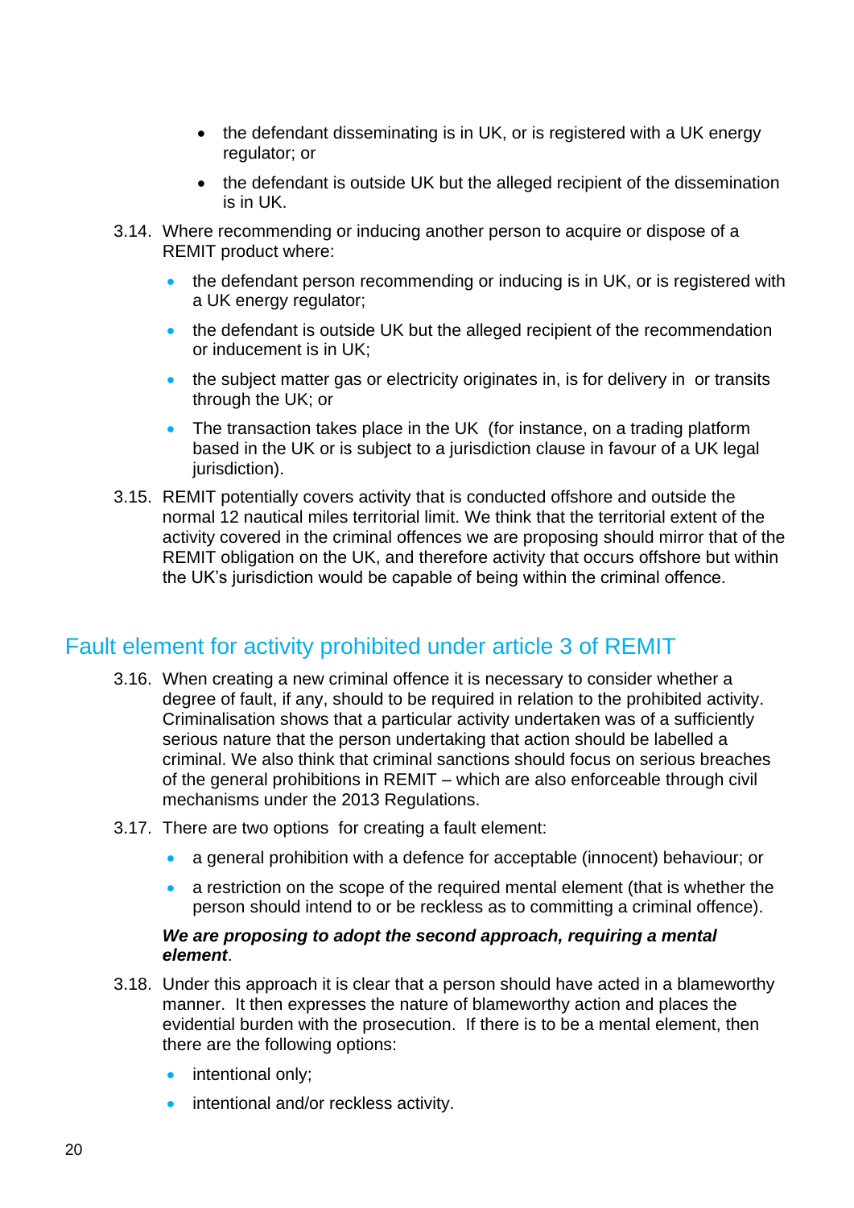- the defendant disseminating is in UK, or is registered with a UK energy regulator; or
- the defendant is outside UK but the alleged recipient of the dissemination is in UK.

3.14. Where recommending or inducing another person to acquire or dispose of a REMIT product where:

- the defendant person recommending or inducing is in UK, or is registered with a UK energy regulator;
- the defendant is outside UK but the alleged recipient of the recommendation or inducement is in UK;
- the subject matter gas or electricity originates in, is for delivery in or transits through the UK; or
- The transaction takes place in the UK (for instance, on a trading platform based in the UK or is subject to a jurisdiction clause in favour of a UK legal jurisdiction).

3.15. REMIT potentially covers activity that is conducted offshore and outside the normal 12 nautical miles territorial limit. We think that the territorial extent of the activity covered in the criminal offences we are proposing should mirror that of the REMIT obligation on the UK, and therefore activity that occurs offshore but within the UK's jurisdiction would be capable of being within the criminal offence.

## Fault element for activity prohibited under article 3 of REMIT

3.16. When creating a new criminal offence it is necessary to consider whether a degree of fault, if any, should to be required in relation to the prohibited activity. Criminalisation shows that a particular activity undertaken was of a sufficiently serious nature that the person undertaking that action should be labelled a criminal. We also think that criminal sanctions should focus on serious breaches of the general prohibitions in REMIT – which are also enforceable through civil mechanisms under the 2013 Regulations.

3.17. There are two options for creating a fault element:

- a general prohibition with a defence for acceptable (innocent) behaviour; or
- a restriction on the scope of the required mental element (that is whether the person should intend to or be reckless as to committing a criminal offence).

***We are proposing to adopt the second approach, requiring a mental element***.

3.18. Under this approach it is clear that a person should have acted in a blameworthy manner. It then expresses the nature of blameworthy action and places the evidential burden with the prosecution. If there is to be a mental element, then there are the following options:

- intentional only;
- intentional and/or reckless activity.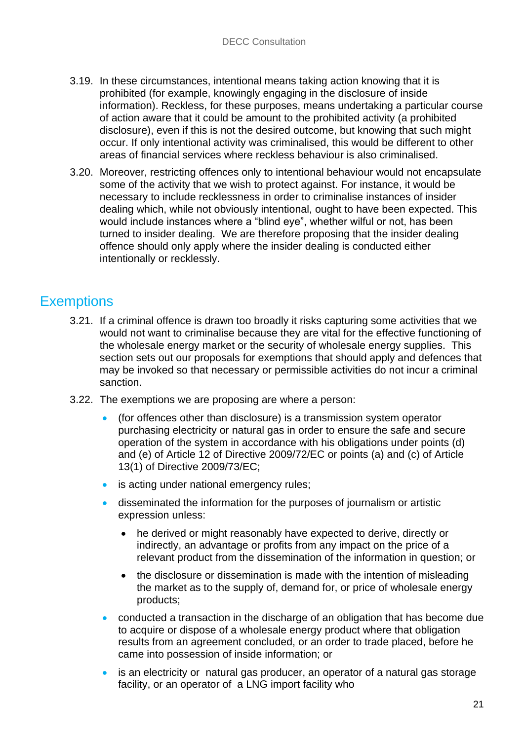3.19. In these circumstances, intentional means taking action knowing that it is prohibited (for example, knowingly engaging in the disclosure of inside information). Reckless, for these purposes, means undertaking a particular course of action aware that it could be amount to the prohibited activity (a prohibited disclosure), even if this is not the desired outcome, but knowing that such might occur. If only intentional activity was criminalised, this would be different to other areas of financial services where reckless behaviour is also criminalised.

3.20. Moreover, restricting offences only to intentional behaviour would not encapsulate some of the activity that we wish to protect against. For instance, it would be necessary to include recklessness in order to criminalise instances of insider dealing which, while not obviously intentional, ought to have been expected. This would include instances where a "blind eye", whether wilful or not, has been turned to insider dealing. We are therefore proposing that the insider dealing offence should only apply where the insider dealing is conducted either intentionally or recklessly.

## Exemptions

3.21. If a criminal offence is drawn too broadly it risks capturing some activities that we would not want to criminalise because they are vital for the effective functioning of the wholesale energy market or the security of wholesale energy supplies. This section sets out our proposals for exemptions that should apply and defences that may be invoked so that necessary or permissible activities do not incur a criminal sanction.

3.22. The exemptions we are proposing are where a person:

- (for offences other than disclosure) is a transmission system operator purchasing electricity or natural gas in order to ensure the safe and secure operation of the system in accordance with his obligations under points (d) and (e) of Article 12 of Directive 2009/72/EC or points (a) and (c) of Article 13(1) of Directive 2009/73/EC;
- is acting under national emergency rules;
- disseminated the information for the purposes of journalism or artistic expression unless:
  - he derived or might reasonably have expected to derive, directly or indirectly, an advantage or profits from any impact on the price of a relevant product from the dissemination of the information in question; or
  - the disclosure or dissemination is made with the intention of misleading the market as to the supply of, demand for, or price of wholesale energy products;
- conducted a transaction in the discharge of an obligation that has become due to acquire or dispose of a wholesale energy product where that obligation results from an agreement concluded, or an order to trade placed, before he came into possession of inside information; or
- is an electricity or natural gas producer, an operator of a natural gas storage facility, or an operator of a LNG import facility who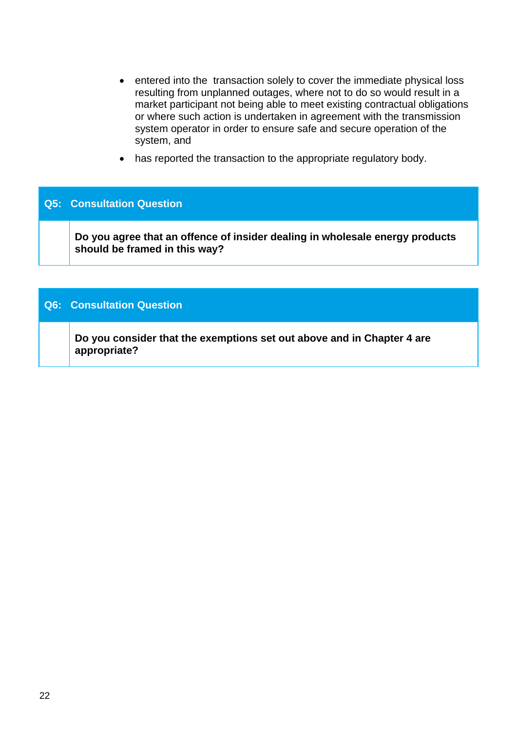- entered into the transaction solely to cover the immediate physical loss resulting from unplanned outages, where not to do so would result in a market participant not being able to meet existing contractual obligations or where such action is undertaken in agreement with the transmission system operator in order to ensure safe and secure operation of the system, and
- has reported the transaction to the appropriate regulatory body.

| **Q5: Consultation Question** |
|---|
| **Do you agree that an offence of insider dealing in wholesale energy products should be framed in this way?** |

| **Q6: Consultation Question** |
|---|
| **Do you consider that the exemptions set out above and in Chapter 4 are appropriate?** |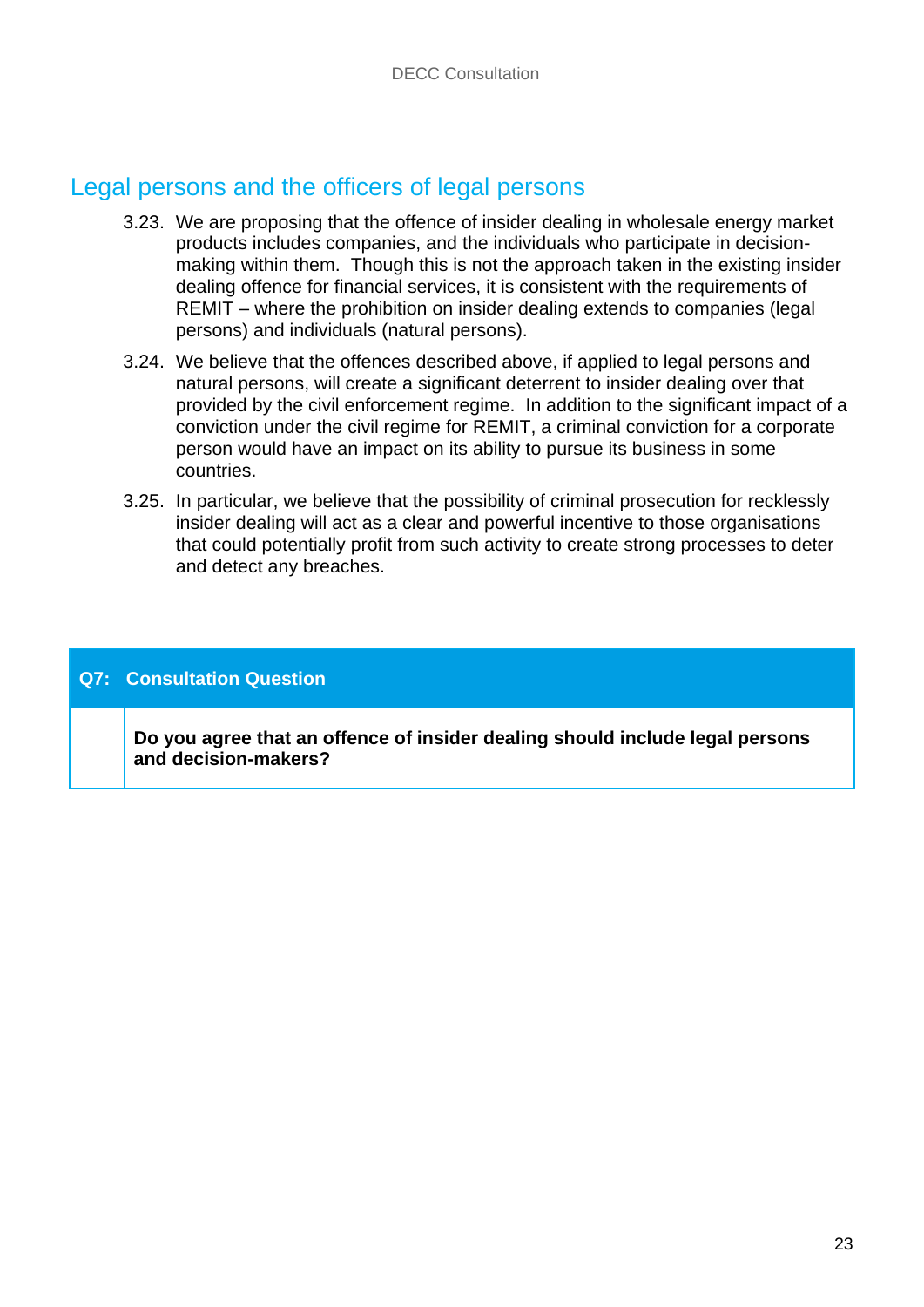## Legal persons and the officers of legal persons

3.23. We are proposing that the offence of insider dealing in wholesale energy market products includes companies, and the individuals who participate in decision-making within them. Though this is not the approach taken in the existing insider dealing offence for financial services, it is consistent with the requirements of REMIT – where the prohibition on insider dealing extends to companies (legal persons) and individuals (natural persons).

3.24. We believe that the offences described above, if applied to legal persons and natural persons, will create a significant deterrent to insider dealing over that provided by the civil enforcement regime. In addition to the significant impact of a conviction under the civil regime for REMIT, a criminal conviction for a corporate person would have an impact on its ability to pursue its business in some countries.

3.25. In particular, we believe that the possibility of criminal prosecution for recklessly insider dealing will act as a clear and powerful incentive to those organisations that could potentially profit from such activity to create strong processes to deter and detect any breaches.

| **Q7: Consultation Question** |
|---|
| **Do you agree that an offence of insider dealing should include legal persons and decision-makers?** |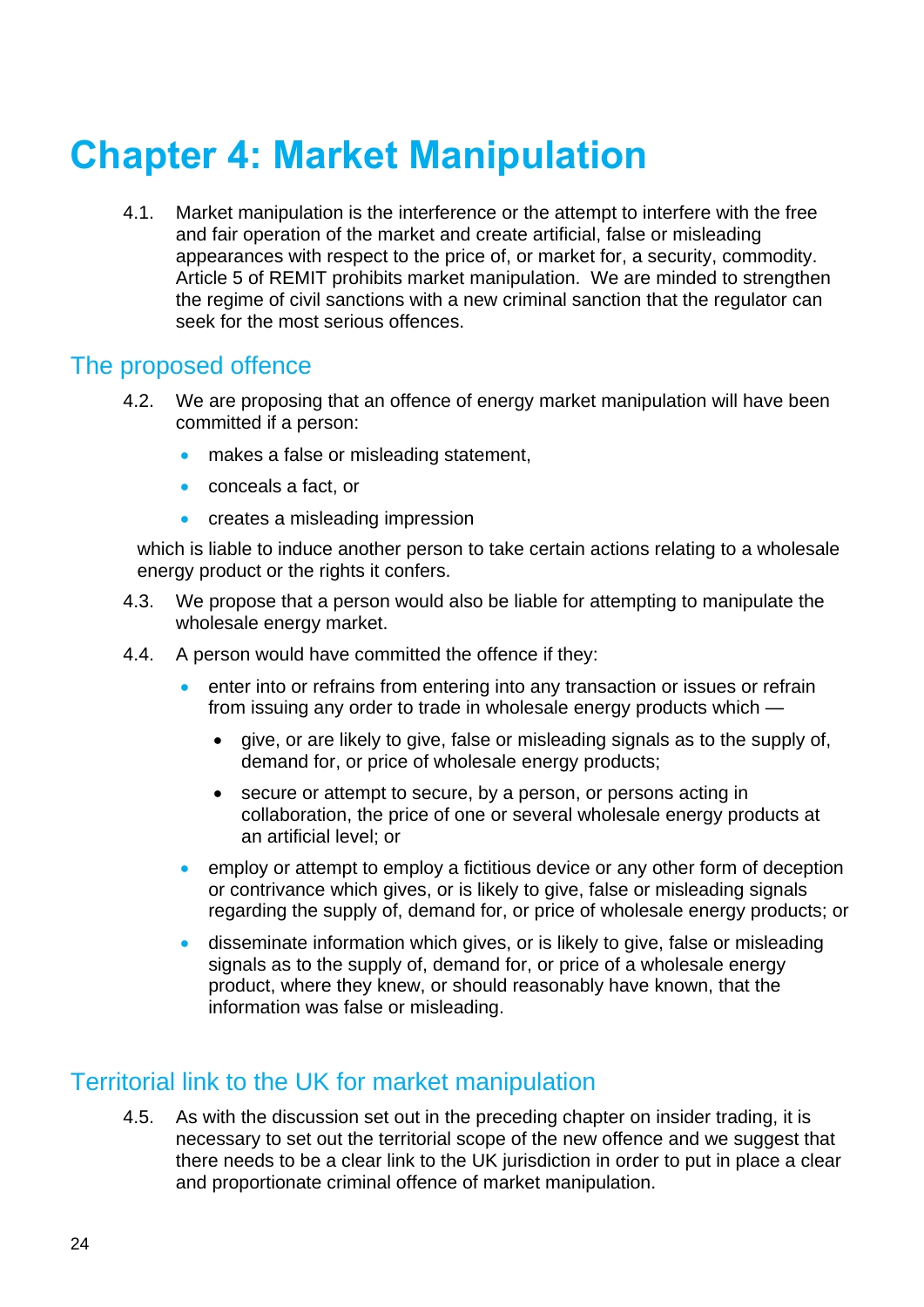# Chapter 4: Market Manipulation

4.1. Market manipulation is the interference or the attempt to interfere with the free and fair operation of the market and create artificial, false or misleading appearances with respect to the price of, or market for, a security, commodity. Article 5 of REMIT prohibits market manipulation. We are minded to strengthen the regime of civil sanctions with a new criminal sanction that the regulator can seek for the most serious offences.

## The proposed offence

4.2. We are proposing that an offence of energy market manipulation will have been committed if a person:

- makes a false or misleading statement,
- conceals a fact, or
- creates a misleading impression

which is liable to induce another person to take certain actions relating to a wholesale energy product or the rights it confers.

4.3. We propose that a person would also be liable for attempting to manipulate the wholesale energy market.

4.4. A person would have committed the offence if they:

- enter into or refrains from entering into any transaction or issues or refrain from issuing any order to trade in wholesale energy products which —
    - give, or are likely to give, false or misleading signals as to the supply of, demand for, or price of wholesale energy products;
    - secure or attempt to secure, by a person, or persons acting in collaboration, the price of one or several wholesale energy products at an artificial level; or
- employ or attempt to employ a fictitious device or any other form of deception or contrivance which gives, or is likely to give, false or misleading signals regarding the supply of, demand for, or price of wholesale energy products; or
- disseminate information which gives, or is likely to give, false or misleading signals as to the supply of, demand for, or price of a wholesale energy product, where they knew, or should reasonably have known, that the information was false or misleading.

## Territorial link to the UK for market manipulation

4.5. As with the discussion set out in the preceding chapter on insider trading, it is necessary to set out the territorial scope of the new offence and we suggest that there needs to be a clear link to the UK jurisdiction in order to put in place a clear and proportionate criminal offence of market manipulation.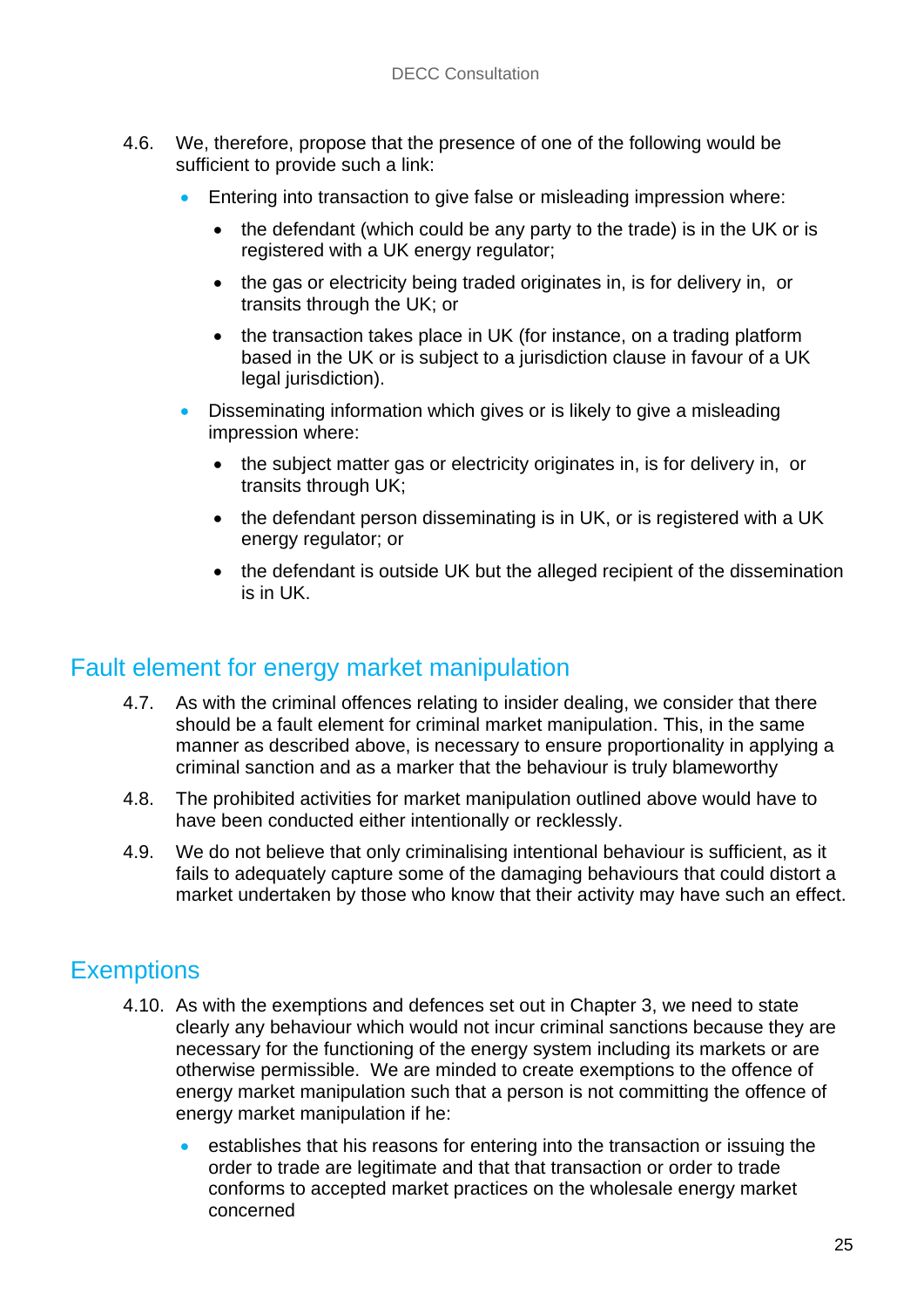4.6. We, therefore, propose that the presence of one of the following would be sufficient to provide such a link:

- Entering into transaction to give false or misleading impression where:
  - the defendant (which could be any party to the trade) is in the UK or is registered with a UK energy regulator;
  - the gas or electricity being traded originates in, is for delivery in, or transits through the UK; or
  - the transaction takes place in UK (for instance, on a trading platform based in the UK or is subject to a jurisdiction clause in favour of a UK legal jurisdiction).
- Disseminating information which gives or is likely to give a misleading impression where:
  - the subject matter gas or electricity originates in, is for delivery in, or transits through UK;
  - the defendant person disseminating is in UK, or is registered with a UK energy regulator; or
  - the defendant is outside UK but the alleged recipient of the dissemination is in UK.

## Fault element for energy market manipulation

4.7. As with the criminal offences relating to insider dealing, we consider that there should be a fault element for criminal market manipulation. This, in the same manner as described above, is necessary to ensure proportionality in applying a criminal sanction and as a marker that the behaviour is truly blameworthy

4.8. The prohibited activities for market manipulation outlined above would have to have been conducted either intentionally or recklessly.

4.9. We do not believe that only criminalising intentional behaviour is sufficient, as it fails to adequately capture some of the damaging behaviours that could distort a market undertaken by those who know that their activity may have such an effect.

## Exemptions

4.10. As with the exemptions and defences set out in Chapter 3, we need to state clearly any behaviour which would not incur criminal sanctions because they are necessary for the functioning of the energy system including its markets or are otherwise permissible. We are minded to create exemptions to the offence of energy market manipulation such that a person is not committing the offence of energy market manipulation if he:

- establishes that his reasons for entering into the transaction or issuing the order to trade are legitimate and that that transaction or order to trade conforms to accepted market practices on the wholesale energy market concerned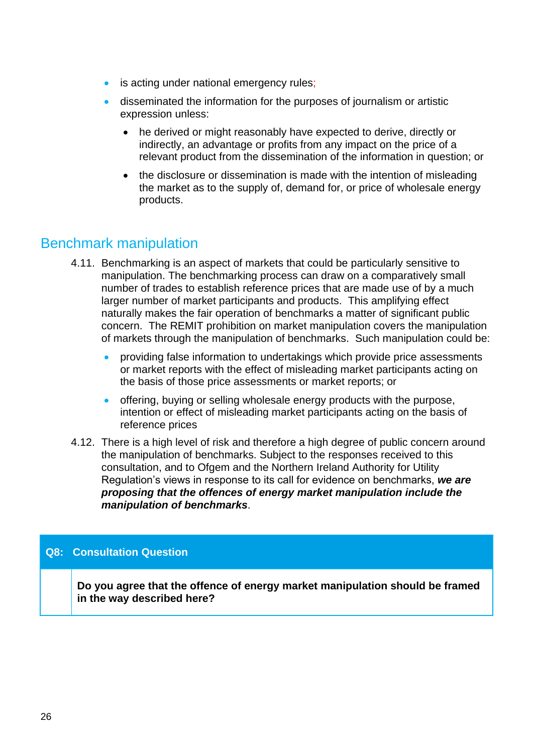- is acting under national emergency rules;
- disseminated the information for the purposes of journalism or artistic expression unless:
  - he derived or might reasonably have expected to derive, directly or indirectly, an advantage or profits from any impact on the price of a relevant product from the dissemination of the information in question; or
  - the disclosure or dissemination is made with the intention of misleading the market as to the supply of, demand for, or price of wholesale energy products.

## Benchmark manipulation

4.11. Benchmarking is an aspect of markets that could be particularly sensitive to manipulation. The benchmarking process can draw on a comparatively small number of trades to establish reference prices that are made use of by a much larger number of market participants and products. This amplifying effect naturally makes the fair operation of benchmarks a matter of significant public concern. The REMIT prohibition on market manipulation covers the manipulation of markets through the manipulation of benchmarks. Such manipulation could be:

- providing false information to undertakings which provide price assessments or market reports with the effect of misleading market participants acting on the basis of those price assessments or market reports; or
- offering, buying or selling wholesale energy products with the purpose, intention or effect of misleading market participants acting on the basis of reference prices

4.12. There is a high level of risk and therefore a high degree of public concern around the manipulation of benchmarks. Subject to the responses received to this consultation, and to Ofgem and the Northern Ireland Authority for Utility Regulation's views in response to its call for evidence on benchmarks, ***we are proposing that the offences of energy market manipulation include the manipulation of benchmarks***.

| **Q8: Consultation Question** |
|---|
| **Do you agree that the offence of energy market manipulation should be framed in the way described here?** |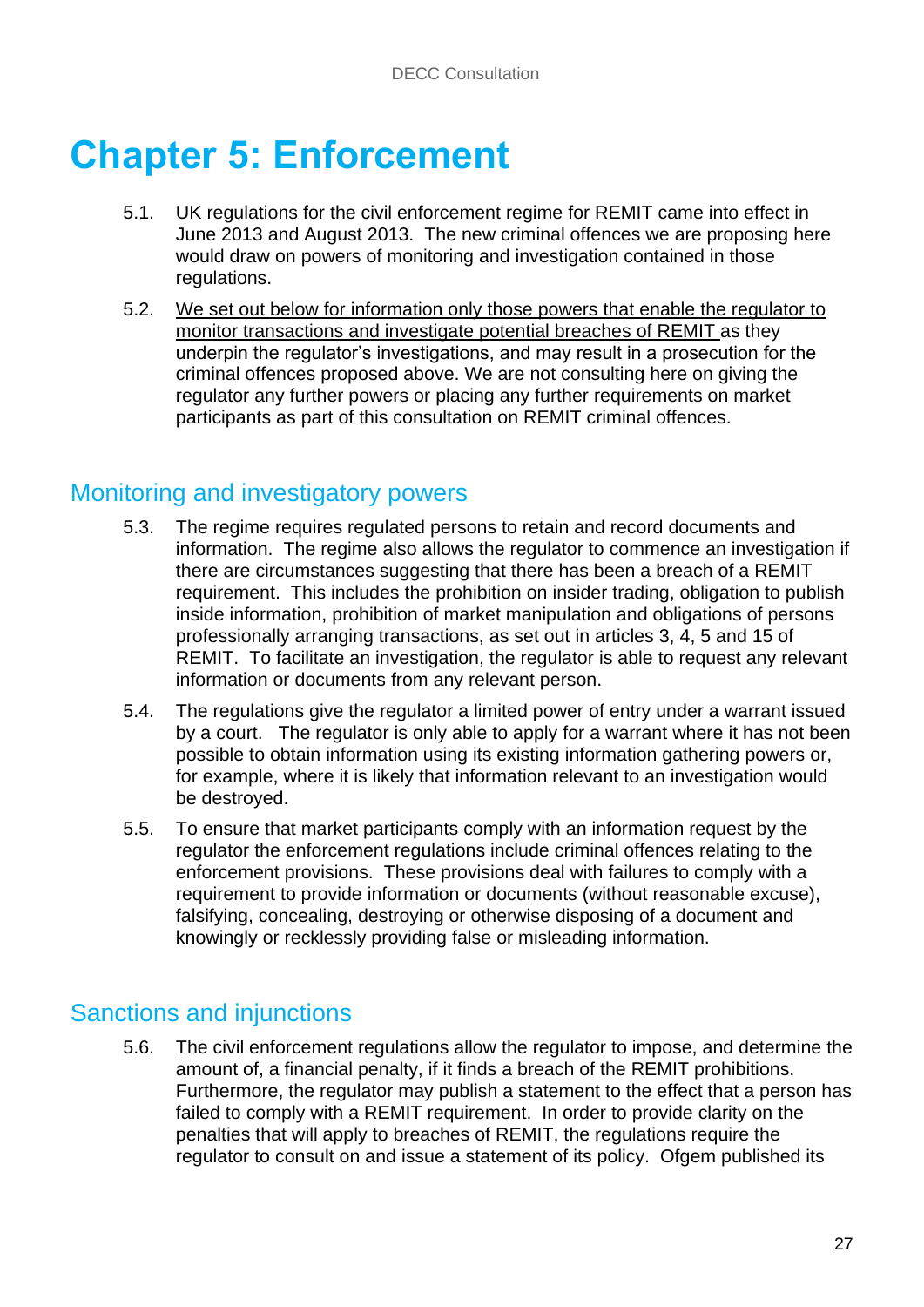# Chapter 5: Enforcement

5.1. UK regulations for the civil enforcement regime for REMIT came into effect in June 2013 and August 2013. The new criminal offences we are proposing here would draw on powers of monitoring and investigation contained in those regulations.

5.2. <u>We set out below for information only those powers that enable the regulator to monitor transactions and investigate potential breaches of REMIT</u> as they underpin the regulator's investigations, and may result in a prosecution for the criminal offences proposed above. We are not consulting here on giving the regulator any further powers or placing any further requirements on market participants as part of this consultation on REMIT criminal offences.

## Monitoring and investigatory powers

5.3. The regime requires regulated persons to retain and record documents and information. The regime also allows the regulator to commence an investigation if there are circumstances suggesting that there has been a breach of a REMIT requirement. This includes the prohibition on insider trading, obligation to publish inside information, prohibition of market manipulation and obligations of persons professionally arranging transactions, as set out in articles 3, 4, 5 and 15 of REMIT. To facilitate an investigation, the regulator is able to request any relevant information or documents from any relevant person.

5.4. The regulations give the regulator a limited power of entry under a warrant issued by a court. The regulator is only able to apply for a warrant where it has not been possible to obtain information using its existing information gathering powers or, for example, where it is likely that information relevant to an investigation would be destroyed.

5.5. To ensure that market participants comply with an information request by the regulator the enforcement regulations include criminal offences relating to the enforcement provisions. These provisions deal with failures to comply with a requirement to provide information or documents (without reasonable excuse), falsifying, concealing, destroying or otherwise disposing of a document and knowingly or recklessly providing false or misleading information.

## Sanctions and injunctions

5.6. The civil enforcement regulations allow the regulator to impose, and determine the amount of, a financial penalty, if it finds a breach of the REMIT prohibitions. Furthermore, the regulator may publish a statement to the effect that a person has failed to comply with a REMIT requirement. In order to provide clarity on the penalties that will apply to breaches of REMIT, the regulations require the regulator to consult on and issue a statement of its policy. Ofgem published its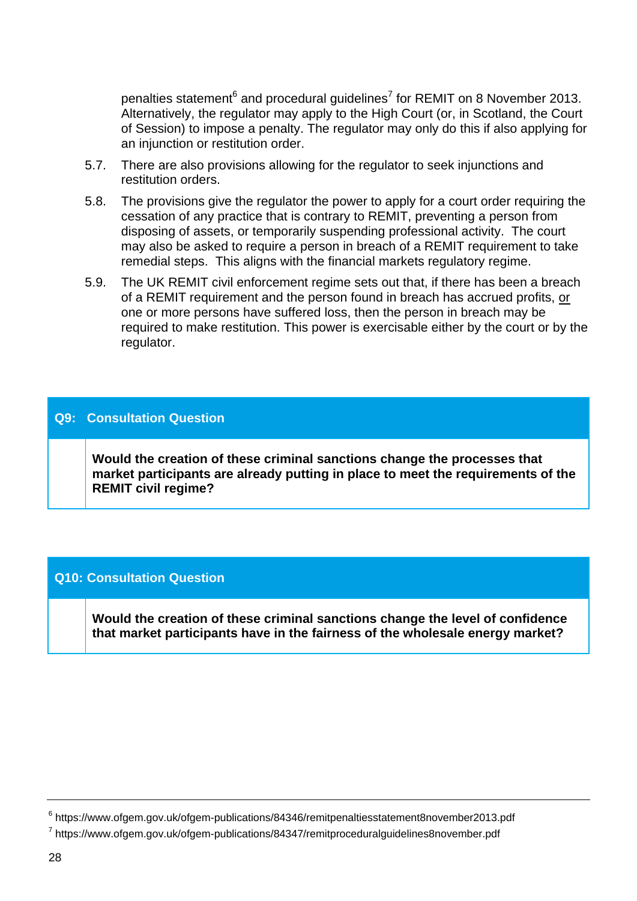penalties statement[6] and procedural guidelines[7] for REMIT on 8 November 2013. Alternatively, the regulator may apply to the High Court (or, in Scotland, the Court of Session) to impose a penalty. The regulator may only do this if also applying for an injunction or restitution order.

5.7. There are also provisions allowing for the regulator to seek injunctions and restitution orders.

5.8. The provisions give the regulator the power to apply for a court order requiring the cessation of any practice that is contrary to REMIT, preventing a person from disposing of assets, or temporarily suspending professional activity. The court may also be asked to require a person in breach of a REMIT requirement to take remedial steps. This aligns with the financial markets regulatory regime.

5.9. The UK REMIT civil enforcement regime sets out that, if there has been a breach of a REMIT requirement and the person found in breach has accrued profits, <u>or</u> one or more persons have suffered loss, then the person in breach may be required to make restitution. This power is exercisable either by the court or by the regulator.

**Q9: Consultation Question**

**Would the creation of these criminal sanctions change the processes that market participants are already putting in place to meet the requirements of the REMIT civil regime?**

**Q10: Consultation Question**

**Would the creation of these criminal sanctions change the level of confidence that market participants have in the fairness of the wholesale energy market?**

---

[6] https://www.ofgem.gov.uk/ofgem-publications/84346/remitpenaltiesstatement8november2013.pdf

[7] https://www.ofgem.gov.uk/ofgem-publications/84347/remitproceduralguidelines8november.pdf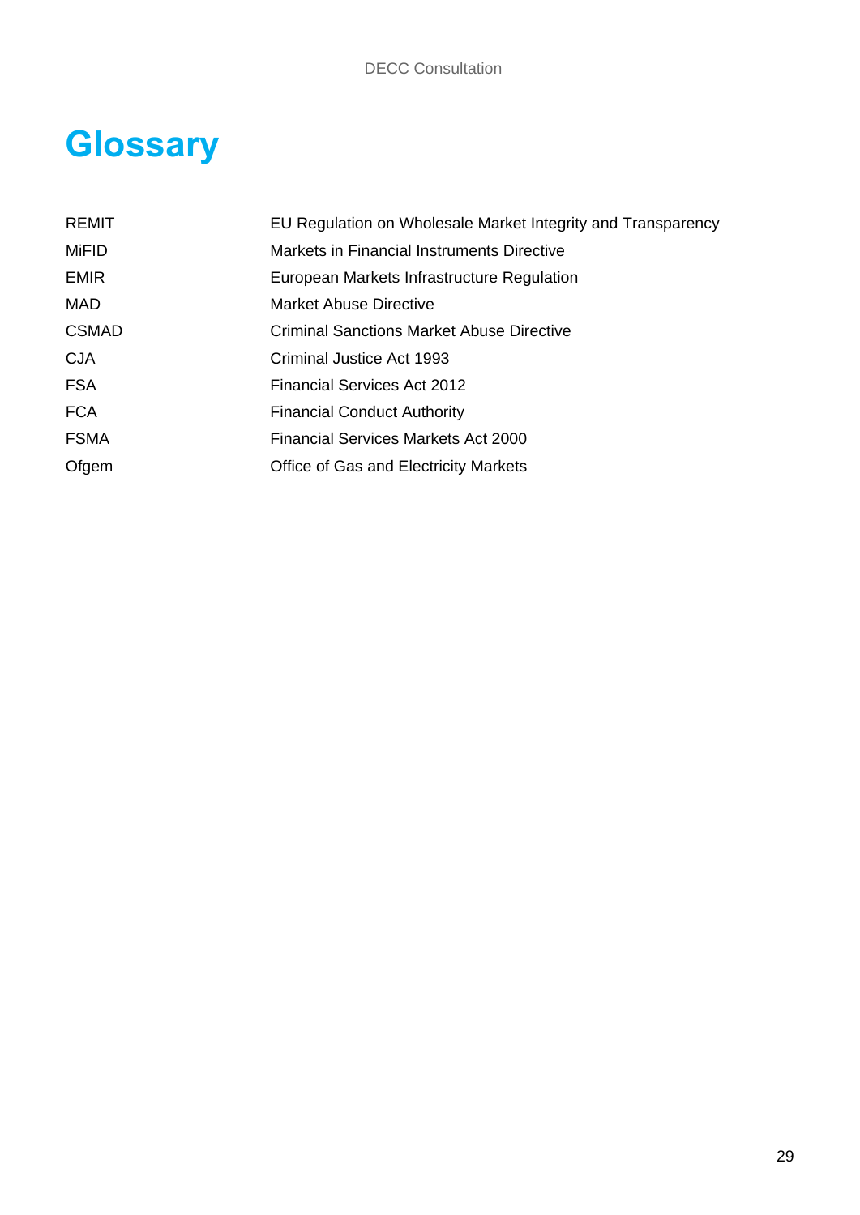# Glossary

| | |
|---|---|
| REMIT | EU Regulation on Wholesale Market Integrity and Transparency |
| MiFID | Markets in Financial Instruments Directive |
| EMIR | European Markets Infrastructure Regulation |
| MAD | Market Abuse Directive |
| CSMAD | Criminal Sanctions Market Abuse Directive |
| CJA | Criminal Justice Act 1993 |
| FSA | Financial Services Act 2012 |
| FCA | Financial Conduct Authority |
| FSMA | Financial Services Markets Act 2000 |
| Ofgem | Office of Gas and Electricity Markets |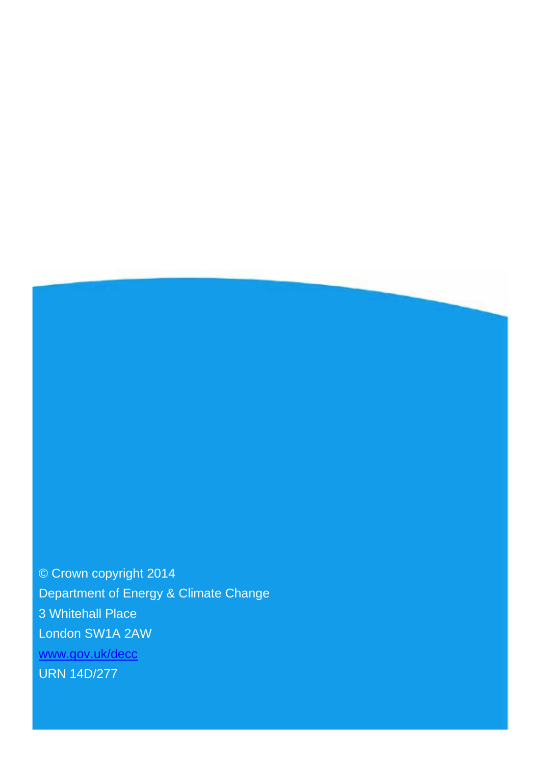© Crown copyright 2014
Department of Energy & Climate Change
3 Whitehall Place
London SW1A 2AW
[www.gov.uk/decc](http://www.gov.uk/decc)
URN 14D/277